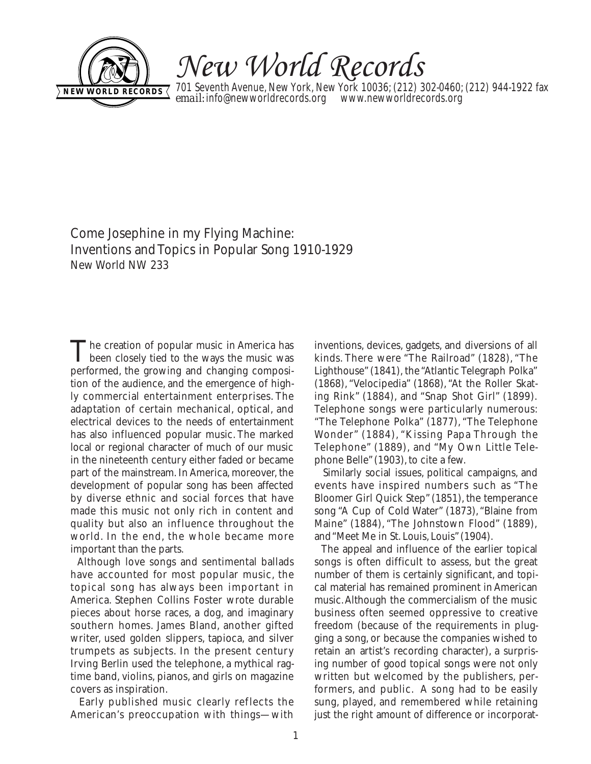# New World Records

701 Seventh Avenue, New York, New York 10036; (212) 302-0460; (212) 944-1922 fax
email: info@newworldrecords.org www.newworldrecords.org

## Come Josephine in my Flying Machine: Inventions and Topics in Popular Song 1910-1929

New World NW 233

The creation of popular music in America has been closely tied to the ways the music was performed, the growing and changing composition of the audience, and the emergence of highly commercial entertainment enterprises. The adaptation of certain mechanical, optical, and electrical devices to the needs of entertainment has also influenced popular music. The marked local or regional character of much of our music in the nineteenth century either faded or became part of the mainstream. In America, moreover, the development of popular song has been affected by diverse ethnic and social forces that have made this music not only rich in content and quality but also an influence throughout the world. In the end, the whole became more important than the parts.

Although love songs and sentimental ballads have accounted for most popular music, the topical song has always been important in America. Stephen Collins Foster wrote durable pieces about horse races, a dog, and imaginary southern homes. James Bland, another gifted writer, used golden slippers, tapioca, and silver trumpets as subjects. In the present century Irving Berlin used the telephone, a mythical ragtime band, violins, pianos, and girls on magazine covers as inspiration.

Early published music clearly reflects the American's preoccupation with things—with inventions, devices, gadgets, and diversions of all kinds. There were "The Railroad" (1828), "The Lighthouse" (1841), the "Atlantic Telegraph Polka" (1868), "Velocipedia" (1868), "At the Roller Skating Rink" (1884), and "Snap Shot Girl" (1899). Telephone songs were particularly numerous: "The Telephone Polka" (1877), "The Telephone Wonder" (1884), "Kissing Papa Through the Telephone" (1889), and "My Own Little Telephone Belle" (1903), to cite a few.

Similarly social issues, political campaigns, and events have inspired numbers such as "The Bloomer Girl Quick Step" (1851), the temperance song "A Cup of Cold Water" (1873), "Blaine from Maine" (1884), "The Johnstown Flood" (1889), and "Meet Me in St. Louis, Louis" (1904).

The appeal and influence of the earlier topical songs is often difficult to assess, but the great number of them is certainly significant, and topical material has remained prominent in American music. Although the commercialism of the music business often seemed oppressive to creative freedom (because of the requirements in plugging a song, or because the companies wished to retain an artist's recording character), a surprising number of good topical songs were not only written but welcomed by the publishers, performers, and public. A song had to be easily sung, played, and remembered while retaining just the right amount of difference or incorporat-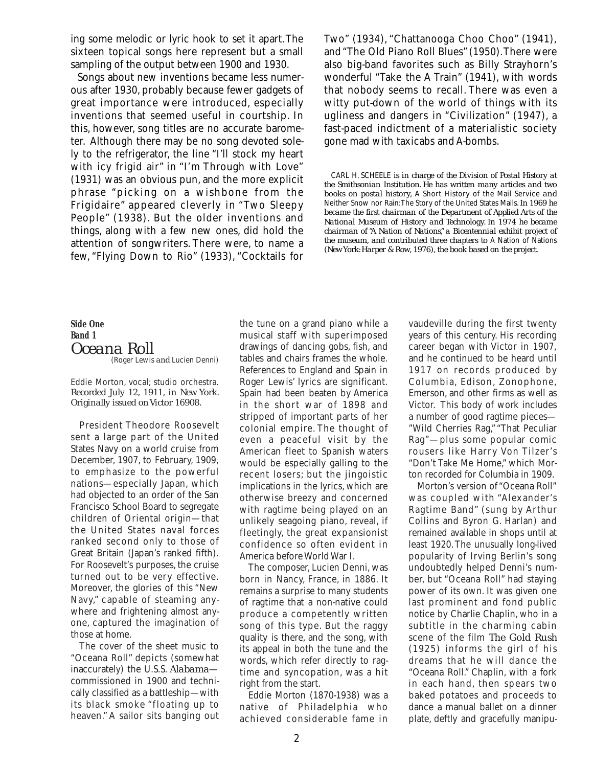ing some melodic or lyric hook to set it apart. The sixteen topical songs here represent but a small sampling of the output between 1900 and 1930.

Songs about new inventions became less numerous after 1930, probably because fewer gadgets of great importance were introduced, especially inventions that seemed useful in courtship. In this, however, song titles are no accurate barometer. Although there may be no song devoted solely to the refrigerator, the line "I'll stock my heart with icy frigid air" in "I'm Through with Love" (1931) was an obvious pun, and the more explicit phrase "picking on a wishbone from the Frigidaire" appeared cleverly in "Two Sleepy People" (1938). But the older inventions and things, along with a few new ones, did hold the attention of songwriters. There were, to name a few, "Flying Down to Rio" (1933), "Cocktails for Two" (1934), "Chattanooga Choo Choo" (1941), and "The Old Piano Roll Blues" (1950). There were also big-band favorites such as Billy Strayhorn's wonderful "Take the A Train" (1941), with words that nobody seems to recall. There was even a witty put-down of the world of things with its ugliness and dangers in "Civilization" (1947), a fast-paced indictment of a materialistic society gone mad with taxicabs and A-bombs.

*CARL H. SCHEELE is in charge of the Division of Postal History at the Smithsonian Institution. He has written many articles and two books on postal history, A Short History of the Mail Service and Neither Snow nor Rain: The Story of the United States Mails. In 1969 he became the first chairman of the Department of Applied Arts of the National Museum of History and Technology. In 1974 he became chairman of "A Nation of Nations," a Bicentennial exhibit project of the museum, and contributed three chapters to A Nation of Nations (New York: Harper & Row, 1976), the book based on the project.*

**Side One**
**Band 1**

## Oceana Roll

*(Roger Lewis and Lucien Denni)*

Eddie Morton, vocal; studio orchestra.
*Recorded July 12, 1911, in New York.*
*Originally issued on Victor 16908.*

President Theodore Roosevelt sent a large part of the United States Navy on a world cruise from December, 1907, to February, 1909, to emphasize to the powerful nations—especially Japan, which had objected to an order of the San Francisco School Board to segregate children of Oriental origin—that the United States naval forces ranked second only to those of Great Britain (Japan's ranked fifth). For Roosevelt's purposes, the cruise turned out to be very effective. Moreover, the glories of this "New Navy," capable of steaming anywhere and frightening almost anyone, captured the imagination of those at home.

The cover of the sheet music to "Oceana Roll" depicts (somewhat inaccurately) the U.S.S. *Alabama*—commissioned in 1900 and technically classified as a battleship—with its black smoke "floating up to heaven." A sailor sits banging out the tune on a grand piano while a musical staff with superimposed drawings of dancing gobs, fish, and tables and chairs frames the whole. References to England and Spain in Roger Lewis' lyrics are significant. Spain had been beaten by America in the short war of 1898 and stripped of important parts of her colonial empire. The thought of even a peaceful visit by the American fleet to Spanish waters would be especially galling to the recent losers; but the jingoistic implications in the lyrics, which are otherwise breezy and concerned with ragtime being played on an unlikely seagoing piano, reveal, if fleetingly, the great expansionist confidence so often evident in America before World War I.

The composer, Lucien Denni, was born in Nancy, France, in 1886. It remains a surprise to many students of ragtime that a non-native could produce a competently written song of this type. But the raggy quality is there, and the song, with its appeal in both the tune and the words, which refer directly to ragtime and syncopation, was a hit right from the start.

Eddie Morton (1870-1938) was a native of Philadelphia who achieved considerable fame in vaudeville during the first twenty years of this century. His recording career began with Victor in 1907, and he continued to be heard until 1917 on records produced by Columbia, Edison, Zonophone, Emerson, and other firms as well as Victor. This body of work includes a number of good ragtime pieces—"Wild Cherries Rag," "That Peculiar Rag"—plus some popular comic rousers like Harry Von Tilzer's "Don't Take Me Home," which Morton recorded for Columbia in 1909.

Morton's version of "Oceana Roll" was coupled with "Alexander's Ragtime Band" (sung by Arthur Collins and Byron G. Harlan) and remained available in shops until at least 1920. The unusually long-lived popularity of Irving Berlin's song undoubtedly helped Denni's number, but "Oceana Roll" had staying power of its own. It was given one last prominent and fond public notice by Charlie Chaplin, who in a subtitle in the charming cabin scene of the film *The Gold Rush* (1925) informs the girl of his dreams that he will dance the "Oceana Roll." Chaplin, with a fork in each hand, then spears two baked potatoes and proceeds to dance a manual ballet on a dinner plate, deftly and gracefully manipu-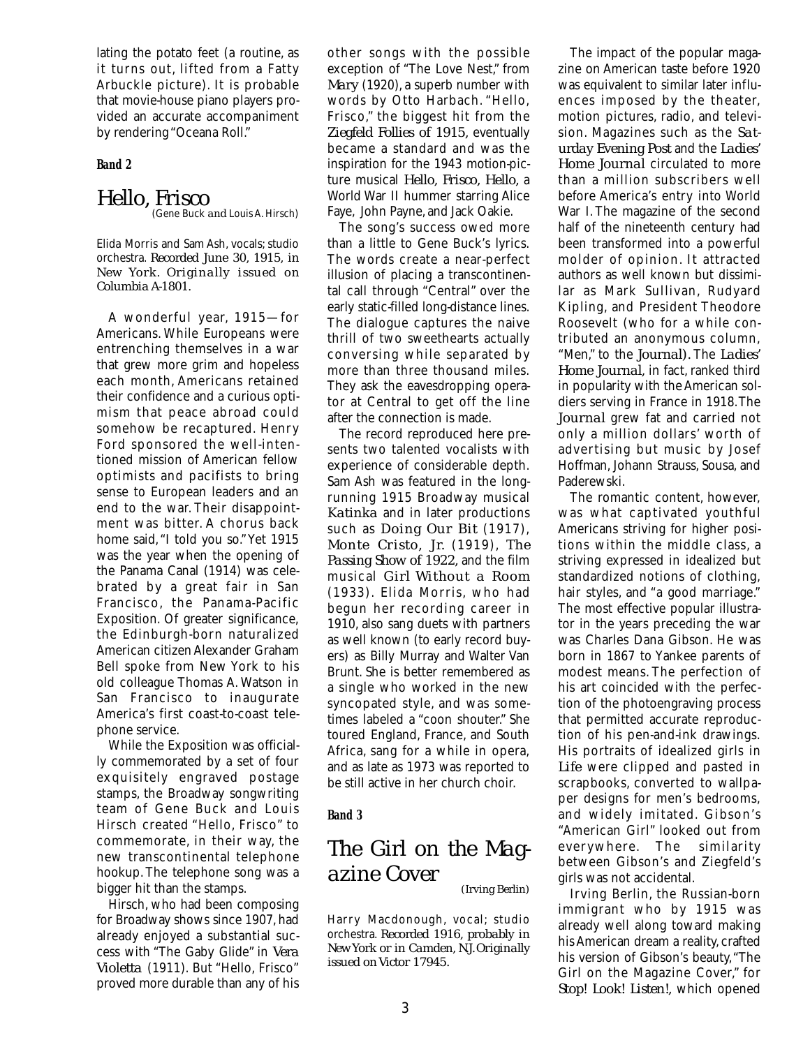lating the potato feet (a routine, as it turns out, lifted from a Fatty Arbuckle picture). It is probable that movie-house piano players provided an accurate accompaniment by rendering "Oceana Roll."

**Band 2**

## Hello, Frisco

*(Gene Buck and Louis A. Hirsch)*

Elida Morris and Sam Ash, vocals; studio orchestra. *Recorded June 30, 1915, in New York. Originally issued on Columbia A-1801.*

A wonderful year, 1915—for Americans. While Europeans were entrenching themselves in a war that grew more grim and hopeless each month, Americans retained their confidence and a curious optimism that peace abroad could somehow be recaptured. Henry Ford sponsored the well-intentioned mission of American fellow optimists and pacifists to bring sense to European leaders and an end to the war. Their disappointment was bitter. A chorus back home said, "I told you so." Yet 1915 was the year when the opening of the Panama Canal (1914) was celebrated by a great fair in San Francisco, the Panama-Pacific Exposition. Of greater significance, the Edinburgh-born naturalized American citizen Alexander Graham Bell spoke from New York to his old colleague Thomas A. Watson in San Francisco to inaugurate America's first coast-to-coast telephone service.

While the Exposition was officially commemorated by a set of four exquisitely engraved postage stamps, the Broadway songwriting team of Gene Buck and Louis Hirsch created "Hello, Frisco" to commemorate, in their way, the new transcontinental telephone hookup. The telephone song was a bigger hit than the stamps.

Hirsch, who had been composing for Broadway shows since 1907, had already enjoyed a substantial success with "The Gaby Glide" in *Vera Violetta* (1911). But "Hello, Frisco" proved more durable than any of his other songs with the possible exception of "The Love Nest," from *Mary* (1920), a superb number with words by Otto Harbach. "Hello, Frisco," the biggest hit from the *Ziegfeld Follies of 1915*, eventually became a standard and was the inspiration for the 1943 motion-picture musical *Hello, Frisco, Hello*, a World War II hummer starring Alice Faye, John Payne, and Jack Oakie.

The song's success owed more than a little to Gene Buck's lyrics. The words create a near-perfect illusion of placing a transcontinental call through "Central" over the early static-filled long-distance lines. The dialogue captures the naive thrill of two sweethearts actually conversing while separated by more than three thousand miles. They ask the eavesdropping operator at Central to get off the line after the connection is made.

The record reproduced here presents two talented vocalists with experience of considerable depth. Sam Ash was featured in the long-running 1915 Broadway musical *Katinka* and in later productions such as *Doing Our Bit* (1917), *Monte Cristo, Jr.* (1919), *The Passing Show of 1922*, and the film musical *Girl Without a Room* (1933). Elida Morris, who had begun her recording career in 1910, also sang duets with partners as well known (to early record buyers) as Billy Murray and Walter Van Brunt. She is better remembered as a single who worked in the new syncopated style, and was sometimes labeled a "coon shouter." She toured England, France, and South Africa, sang for a while in opera, and as late as 1973 was reported to be still active in her church choir.

**Band 3**

## The Girl on the Magazine Cover

*(Irving Berlin)*

Harry Macdonough, vocal; studio orchestra. *Recorded 1916, probably in New York or in Camden, N.J. Originally issued on Victor 17945.*

The impact of the popular magazine on American taste before 1920 was equivalent to similar later influences imposed by the theater, motion pictures, radio, and television. Magazines such as the *Saturday Evening Post* and the *Ladies' Home Journal* circulated to more than a million subscribers well before America's entry into World War I. The magazine of the second half of the nineteenth century had been transformed into a powerful molder of opinion. It attracted authors as well known but dissimilar as Mark Sullivan, Rudyard Kipling, and President Theodore Roosevelt (who for a while contributed an anonymous column, "Men," to the *Journal*). The *Ladies' Home Journal*, in fact, ranked third in popularity with the American soldiers serving in France in 1918. The *Journal* grew fat and carried not only a million dollars' worth of advertising but music by Josef Hoffman, Johann Strauss, Sousa, and Paderewski.

The romantic content, however, was what captivated youthful Americans striving for higher positions within the middle class, a striving expressed in idealized but standardized notions of clothing, hair styles, and "a good marriage." The most effective popular illustrator in the years preceding the war was Charles Dana Gibson. He was born in 1867 to Yankee parents of modest means. The perfection of his art coincided with the perfection of the photoengraving process that permitted accurate reproduction of his pen-and-ink drawings. His portraits of idealized girls in *Life* were clipped and pasted in scrapbooks, converted to wallpaper designs for men's bedrooms, and widely imitated. Gibson's "American Girl" looked out from everywhere. The similarity between Gibson's and Ziegfeld's girls was not accidental.

Irving Berlin, the Russian-born immigrant who by 1915 was already well along toward making his American dream a reality, crafted his version of Gibson's beauty, "The Girl on the Magazine Cover," for *Stop! Look! Listen!*, which opened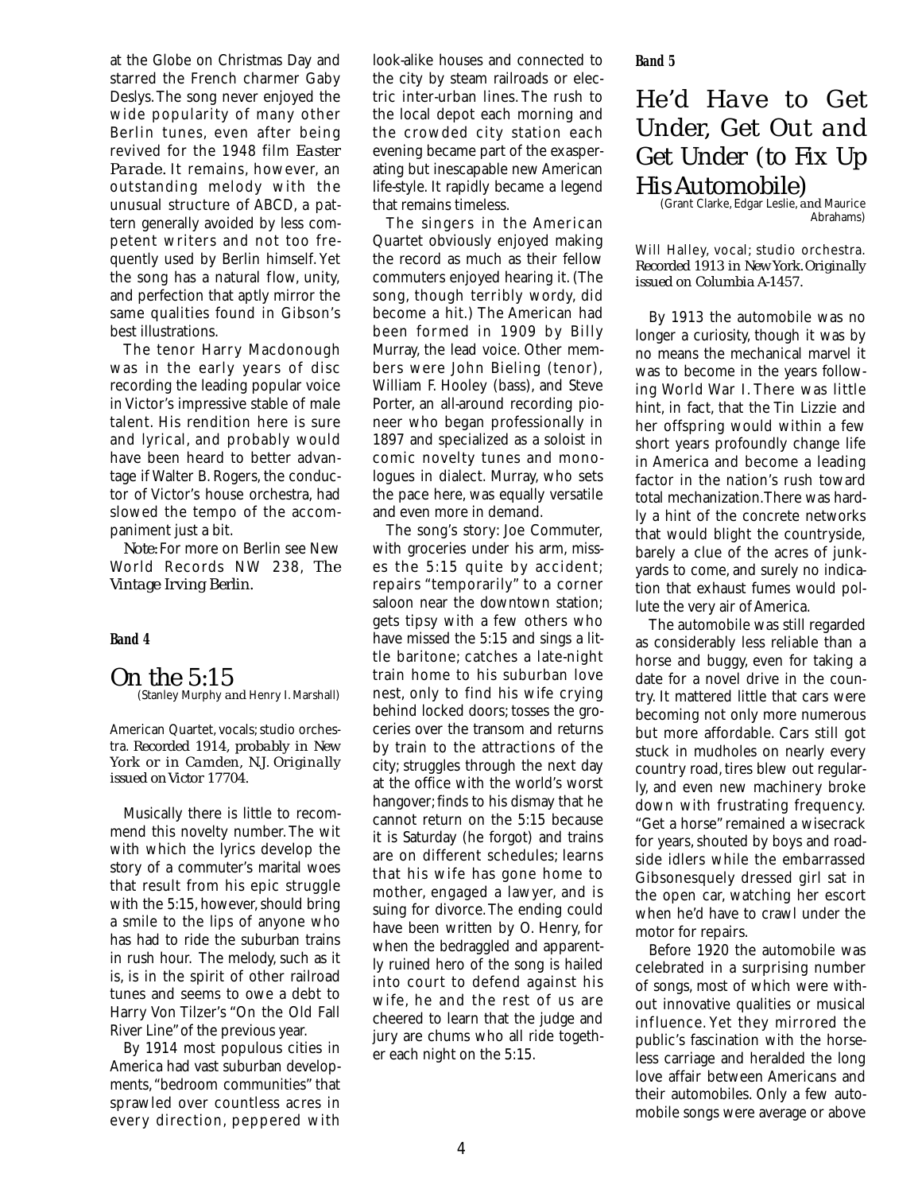at the Globe on Christmas Day and starred the French charmer Gaby Deslys. The song never enjoyed the wide popularity of many other Berlin tunes, even after being revived for the 1948 film *Easter Parade*. It remains, however, an outstanding melody with the unusual structure of ABCD, a pattern generally avoided by less competent writers and not too frequently used by Berlin himself. Yet the song has a natural flow, unity, and perfection that aptly mirror the same qualities found in Gibson's best illustrations.

The tenor Harry Macdonough was in the early years of disc recording the leading popular voice in Victor's impressive stable of male talent. His rendition here is sure and lyrical, and probably would have been heard to better advantage if Walter B. Rogers, the conductor of Victor's house orchestra, had slowed the tempo of the accompaniment just a bit.

*Note:* For more on Berlin see New World Records NW 238, *The Vintage Irving Berlin.*

**Band 4**

## On the 5:15

(Stanley Murphy and Henry I. Marshall)

American Quartet, vocals; studio orchestra. *Recorded 1914, probably in New York or in Camden, N.J. Originally issued on Victor 17704.*

Musically there is little to recommend this novelty number. The wit with which the lyrics develop the story of a commuter's marital woes that result from his epic struggle with the 5:15, however, should bring a smile to the lips of anyone who has had to ride the suburban trains in rush hour. The melody, such as it is, is in the spirit of other railroad tunes and seems to owe a debt to Harry Von Tilzer's "On the Old Fall River Line" of the previous year.

By 1914 most populous cities in America had vast suburban developments, "bedroom communities" that sprawled over countless acres in every direction, peppered with look-alike houses and connected to the city by steam railroads or electric inter-urban lines. The rush to the local depot each morning and the crowded city station each evening became part of the exasperating but inescapable new American life-style. It rapidly became a legend that remains timeless.

The singers in the American Quartet obviously enjoyed making the record as much as their fellow commuters enjoyed hearing it. (The song, though terribly wordy, did become a hit.) The American had been formed in 1909 by Billy Murray, the lead voice. Other members were John Bieling (tenor), William F. Hooley (bass), and Steve Porter, an all-around recording pioneer who began professionally in 1897 and specialized as a soloist in comic novelty tunes and monologues in dialect. Murray, who sets the pace here, was equally versatile and even more in demand.

The song's story: Joe Commuter, with groceries under his arm, misses the 5:15 quite by accident; repairs "temporarily" to a corner saloon near the downtown station; gets tipsy with a few others who have missed the 5:15 and sings a little baritone; catches a late-night train home to his suburban love nest, only to find his wife crying behind locked doors; tosses the groceries over the transom and returns by train to the attractions of the city; struggles through the next day at the office with the world's worst hangover; finds to his dismay that he cannot return on the 5:15 because it is Saturday (he forgot) and trains are on different schedules; learns that his wife has gone home to mother, engaged a lawyer, and is suing for divorce. The ending could have been written by O. Henry, for when the bedraggled and apparently ruined hero of the song is hailed into court to defend against his wife, he and the rest of us are cheered to learn that the judge and jury are chums who all ride together each night on the 5:15.

**Band 5**

## He'd Have to Get Under, Get Out and Get Under (to Fix Up His Automobile)

(Grant Clarke, Edgar Leslie, and Maurice Abrahams)

Will Halley, vocal; studio orchestra. *Recorded 1913 in New York. Originally issued on Columbia A-1457.*

By 1913 the automobile was no longer a curiosity, though it was by no means the mechanical marvel it was to become in the years following World War I. There was little hint, in fact, that the Tin Lizzie and her offspring would within a few short years profoundly change life in America and become a leading factor in the nation's rush toward total mechanization. There was hardly a hint of the concrete networks that would blight the countryside, barely a clue of the acres of junkyards to come, and surely no indication that exhaust fumes would pollute the very air of America.

The automobile was still regarded as considerably less reliable than a horse and buggy, even for taking a date for a novel drive in the country. It mattered little that cars were becoming not only more numerous but more affordable. Cars still got stuck in mudholes on nearly every country road, tires blew out regularly, and even new machinery broke down with frustrating frequency. "Get a horse" remained a wisecrack for years, shouted by boys and roadside idlers while the embarrassed Gibsonesquely dressed girl sat in the open car, watching her escort when he'd have to crawl under the motor for repairs.

Before 1920 the automobile was celebrated in a surprising number of songs, most of which were without innovative qualities or musical influence. Yet they mirrored the public's fascination with the horseless carriage and heralded the long love affair between Americans and their automobiles. Only a few automobile songs were average or above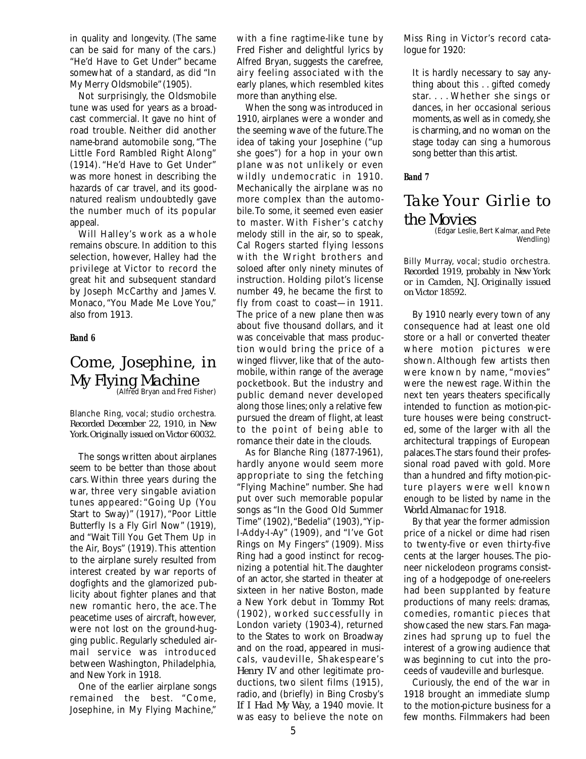in quality and longevity. (The same can be said for many of the cars.) "He'd Have to Get Under" became somewhat of a standard, as did "In My Merry Oldsmobile" (1905).

Not surprisingly, the Oldsmobile tune was used for years as a broadcast commercial. It gave no hint of road trouble. Neither did another name-brand automobile song, "The Little Ford Rambled Right Along" (1914). "He'd Have to Get Under" was more honest in describing the hazards of car travel, and its good-natured realism undoubtedly gave the number much of its popular appeal.

Will Halley's work as a whole remains obscure. In addition to this selection, however, Halley had the privilege at Victor to record the great hit and subsequent standard by Joseph McCarthy and James V. Monaco, "You Made Me Love You," also from 1913.

**Band 6**

## *Come, Josephine, in My Flying Machine*

(Alfred Bryan and Fred Fisher)

Blanche Ring, vocal; studio orchestra. *Recorded December 22, 1910, in New York. Originally issued on Victor 60032.*

The songs written about airplanes seem to be better than those about cars. Within three years during the war, three very singable aviation tunes appeared: "Going Up (You Start to Sway)" (1917), "Poor Little Butterfly Is a Fly Girl Now" (1919), and "Wait Till You Get Them Up in the Air, Boys" (1919). This attention to the airplane surely resulted from interest created by war reports of dogfights and the glamorized publicity about fighter planes and that new romantic hero, the ace. The peacetime uses of aircraft, however, were not lost on the ground-hugging public. Regularly scheduled airmail service was introduced between Washington, Philadelphia, and New York in 1918.

One of the earlier airplane songs remained the best. "Come, Josephine, in My Flying Machine," with a fine ragtime-like tune by Fred Fisher and delightful lyrics by Alfred Bryan, suggests the carefree, airy feeling associated with the early planes, which resembled kites more than anything else.

When the song was introduced in 1910, airplanes were a wonder and the seeming wave of the future. The idea of taking your Josephine ("up she goes") for a hop in your own plane was not unlikely or even wildly undemocratic in 1910. Mechanically the airplane was no more complex than the automobile. To some, it seemed even easier to master. With Fisher's catchy melody still in the air, so to speak, Cal Rogers started flying lessons with the Wright brothers and soloed after only ninety minutes of instruction. Holding pilot's license number 49, he became the first to fly from coast to coast—in 1911. The price of a new plane then was about five thousand dollars, and it was conceivable that mass production would bring the price of a winged flivver, like that of the automobile, within range of the average pocketbook. But the industry and public demand never developed along those lines; only a relative few pursued the dream of flight, at least to the point of being able to romance their date in the clouds.

As for Blanche Ring (1877-1961), hardly anyone would seem more appropriate to sing the fetching "Flying Machine" number. She had put over such memorable popular songs as "In the Good Old Summer Time" (1902), "Bedelia" (1903), "Yip-I-Addy-I-Ay" (1909), and "I've Got Rings on My Fingers" (1909). Miss Ring had a good instinct for recognizing a potential hit. The daughter of an actor, she started in theater at sixteen in her native Boston, made a New York debut in *Tommy Rot* (1902), worked successfully in London variety (1903-4), returned to the States to work on Broadway and on the road, appeared in musicals, vaudeville, Shakespeare's *Henry IV* and other legitimate productions, two silent films (1915), radio, and (briefly) in Bing Crosby's *If I Had My Way*, a 1940 movie. It was easy to believe the note on Miss Ring in Victor's record catalogue for 1920:

> It is hardly necessary to say anything about this . . gifted comedy star. . . . Whether she sings or dances, in her occasional serious moments, as well as in comedy, she is charming, and no woman on the stage today can sing a humorous song better than this artist.

**Band 7**

## *Take Your Girlie to the Movies*

(Edgar Leslie, Bert Kalmar, and Pete Wendling)

Billy Murray, vocal; studio orchestra. *Recorded 1919, probably in New York or in Camden, NJ. Originally issued on Victor 18592.*

By 1910 nearly every town of any consequence had at least one old store or a hall or converted theater where motion pictures were shown. Although few artists then were known by name, "movies" were the newest rage. Within the next ten years theaters specifically intended to function as motion-picture houses were being constructed, some of the larger with all the architectural trappings of European palaces. The stars found their professional road paved with gold. More than a hundred and fifty motion-picture players were well known enough to be listed by name in the *World Almanac* for 1918.

By that year the former admission price of a nickel or dime had risen to twenty-five or even thirty-five cents at the larger houses. The pioneer nickelodeon programs consisting of a hodgepodge of one-reelers had been supplanted by feature productions of many reels: dramas, comedies, romantic pieces that showcased the new stars. Fan magazines had sprung up to fuel the interest of a growing audience that was beginning to cut into the proceeds of vaudeville and burlesque.

Curiously, the end of the war in 1918 brought an immediate slump to the motion-picture business for a few months. Filmmakers had been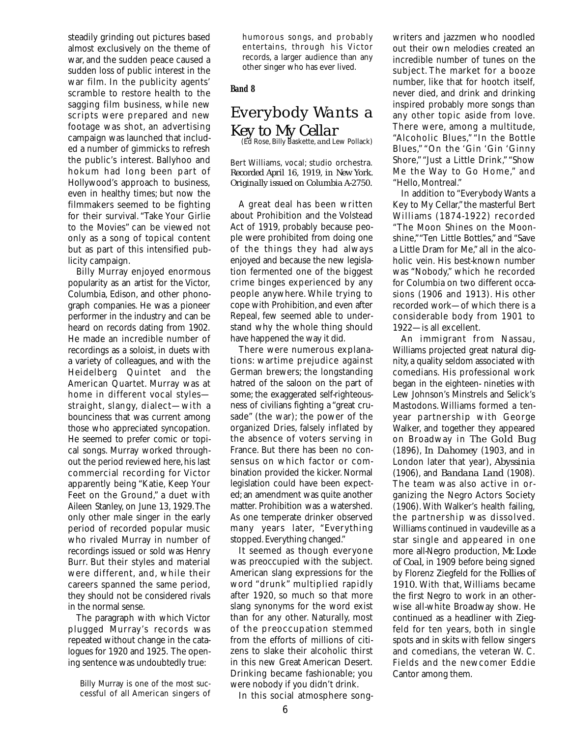steadily grinding out pictures based almost exclusively on the theme of war, and the sudden peace caused a sudden loss of public interest in the war film. In the publicity agents' scramble to restore health to the sagging film business, while new scripts were prepared and new footage was shot, an advertising campaign was launched that included a number of gimmicks to refresh the public's interest. Ballyhoo and hokum had long been part of Hollywood's approach to business, even in healthy times; but now the filmmakers seemed to be fighting for their survival. "Take Your Girlie to the Movies" can be viewed not only as a song of topical content but as part of this intensified publicity campaign.

Billy Murray enjoyed enormous popularity as an artist for the Victor, Columbia, Edison, and other phonograph companies. He was a pioneer performer in the industry and can be heard on records dating from 1902. He made an incredible number of recordings as a soloist, in duets with a variety of colleagues, and with the Heidelberg Quintet and the American Quartet. Murray was at home in different vocal styles—straight, slangy, dialect—with a bounciness that was current among those who appreciated syncopation. He seemed to prefer comic or topical songs. Murray worked throughout the period reviewed here, his last commercial recording for Victor apparently being "Katie, Keep Your Feet on the Ground," a duet with Aileen Stanley, on June 13, 1929. The only other male singer in the early period of recorded popular music who rivaled Murray in number of recordings issued or sold was Henry Burr. But their styles and material were different, and, while their careers spanned the same period, they should not be considered rivals in the normal sense.

The paragraph with which Victor plugged Murray's records was repeated without change in the catalogues for 1920 and 1925. The opening sentence was undoubtedly true:

> Billy Murray is one of the most successful of all American singers of humorous songs, and probably entertains, through his Victor records, a larger audience than any other singer who has ever lived.

**Band 8**

# Everybody Wants a Key to My Cellar

(Ed Rose, Billy Baskette, and Lew Pollack)

Bert Williams, vocal; studio orchestra. *Recorded April 16, 1919, in New York. Originally issued on Columbia A-2750.*

A great deal has been written about Prohibition and the Volstead Act of 1919, probably because people were prohibited from doing one of the things they had always enjoyed and because the new legislation fermented one of the biggest crime binges experienced by any people anywhere. While trying to cope with Prohibition, and even after Repeal, few seemed able to understand why the whole thing should have happened the way it did.

There were numerous explanations: wartime prejudice against German brewers; the longstanding hatred of the saloon on the part of some; the exaggerated self-righteousness of civilians fighting a "great crusade" (the war); the power of the organized Dries, falsely inflated by the absence of voters serving in France. But there has been no consensus on which factor or combination provided the kicker. Normal legislation could have been expected; an amendment was quite another matter. Prohibition was a watershed. As one temperate drinker observed many years later, "Everything stopped. Everything changed."

It seemed as though everyone was preoccupied with the subject. American slang expressions for the word "drunk" multiplied rapidly after 1920, so much so that more slang synonyms for the word exist than for any other. Naturally, most of the preoccupation stemmed from the efforts of millions of citizens to slake their alcoholic thirst in this new Great American Desert. Drinking became fashionable; you were nobody if you didn't drink.

In this social atmosphere songwriters and jazzmen who noodled out their own melodies created an incredible number of tunes on the subject. The market for a booze number, like that for hootch itself, never died, and drink and drinking inspired probably more songs than any other topic aside from love. There were, among a multitude, "Alcoholic Blues," "In the Bottle Blues," "On the 'Gin 'Gin 'Ginny Shore," "Just a Little Drink," "Show Me the Way to Go Home," and "Hello, Montreal."

In addition to "Everybody Wants a Key to My Cellar," the masterful Bert Williams (1874-1922) recorded "The Moon Shines on the Moonshine," "Ten Little Bottles," and "Save a Little Dram for Me," all in the alcoholic vein. His best-known number was "Nobody," which he recorded for Columbia on two different occasions (1906 and 1913). His other recorded work—of which there is a considerable body from 1901 to 1922—is all excellent.

An immigrant from Nassau, Williams projected great natural dignity, a quality seldom associated with comedians. His professional work began in the eighteen-nineties with Lew Johnson's Minstrels and Selick's Mastodons. Williams formed a ten-year partnership with George Walker, and together they appeared on Broadway in *The Gold Bug* (1896), *In Dahomey* (1903, and in London later that year), *Abyssinia* (1906), and *Bandana Land* (1908). The team was also active in organizing the Negro Actors Society (1906). With Walker's health failing, the partnership was dissolved. Williams continued in vaudeville as a star single and appeared in one more all-Negro production, *Mr. Lode of Coal*, in 1909 before being signed by Florenz Ziegfeld for the *Follies of 1910*. With that, Williams became the first Negro to work in an otherwise all-white Broadway show. He continued as a headliner with Ziegfeld for ten years, both in single spots and in skits with fellow singers and comedians, the veteran W. C. Fields and the newcomer Eddie Cantor among them.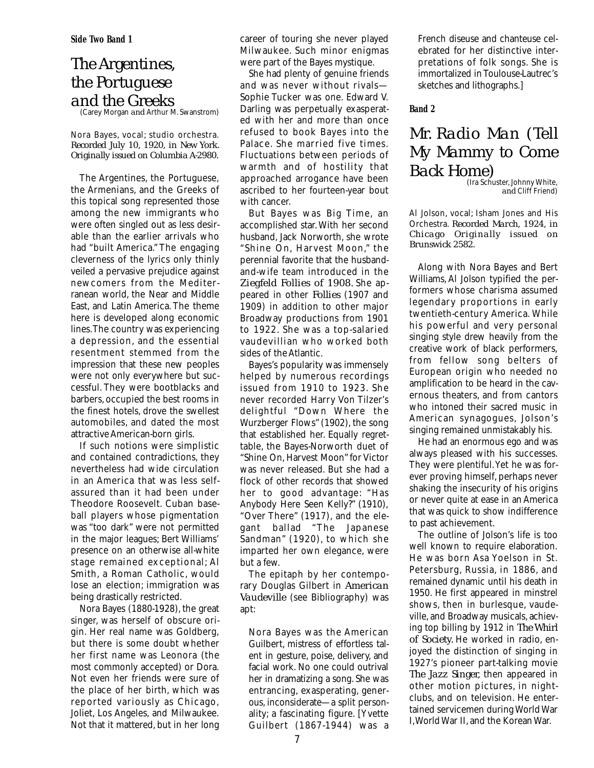**Side Two Band 1**

# *The Argentines, the Portuguese and the Greeks*

(Carey Morgan and Arthur M. Swanstrom)

Nora Bayes, vocal; studio orchestra. *Recorded July 10, 1920, in New York. Originally issued on Columbia A-2980.*

The Argentines, the Portuguese, the Armenians, and the Greeks of this topical song represented those among the new immigrants who were often singled out as less desirable than the earlier arrivals who had "built America." The engaging cleverness of the lyrics only thinly veiled a pervasive prejudice against newcomers from the Mediterranean world, the Near and Middle East, and Latin America. The theme here is developed along economic lines. The country was experiencing a depression, and the essential resentment stemmed from the impression that these new peoples were not only everywhere but successful. They were bootblacks and barbers, occupied the best rooms in the finest hotels, drove the swellest automobiles, and dated the most attractive American-born girls.

If such notions were simplistic and contained contradictions, they nevertheless had wide circulation in an America that was less self-assured than it had been under Theodore Roosevelt. Cuban baseball players whose pigmentation was "too dark" were not permitted in the major leagues; Bert Williams' presence on an otherwise all-white stage remained exceptional; Al Smith, a Roman Catholic, would lose an election; immigration was being drastically restricted.

Nora Bayes (1880-1928), the great singer, was herself of obscure origin. Her real name was Goldberg, but there is some doubt whether her first name was Leonora (the most commonly accepted) or Dora. Not even her friends were sure of the place of her birth, which was reported variously as Chicago, Joliet, Los Angeles, and Milwaukee. Not that it mattered, but in her long career of touring she never played Milwaukee. Such minor enigmas were part of the Bayes mystique.

She had plenty of genuine friends and was never without rivals—Sophie Tucker was one. Edward V. Darling was perpetually exasperated with her and more than once refused to book Bayes into the Palace. She married five times. Fluctuations between periods of warmth and of hostility that approached arrogance have been ascribed to her fourteen-year bout with cancer.

But Bayes was Big Time, an accomplished star. With her second husband, Jack Norworth, she wrote "Shine On, Harvest Moon," the perennial favorite that the husband-and-wife team introduced in the *Ziegfeld Follies of 1908*. She appeared in other *Follies* (1907 and 1909) in addition to other major Broadway productions from 1901 to 1922. She was a top-salaried vaudevillian who worked both sides of the Atlantic.

Bayes's popularity was immensely helped by numerous recordings issued from 1910 to 1923. She never recorded Harry Von Tilzer's delightful "Down Where the Wurzberger Flows" (1902), the song that established her. Equally regrettable, the Bayes-Norworth duet of "Shine On, Harvest Moon" for Victor was never released. But she had a flock of other records that showed her to good advantage: "Has Anybody Here Seen Kelly?" (1910), "Over There" (1917), and the elegant ballad "The Japanese Sandman" (1920), to which she imparted her own elegance, were but a few.

The epitaph by her contemporary Douglas Gilbert in *American Vaudeville* (see Bibliography) was apt:

> Nora Bayes was the American Guilbert, mistress of effortless talent in gesture, poise, delivery, and facial work. No one could outrival her in dramatizing a song. She was entrancing, exasperating, generous, inconsiderate—a split personality; a fascinating figure. [Yvette Guilbert (1867-1944) was a French diseuse and chanteuse celebrated for her distinctive interpretations of folk songs. She is immortalized in Toulouse-Lautrec's sketches and lithographs.]

**Band 2**

# *Mr. Radio Man (Tell My Mammy to Come Back Home)*

(Ira Schuster, Johnny White, and Cliff Friend)

Al Jolson, vocal; Isham Jones and His Orchestra. *Recorded March, 1924, in Chicago Originally issued on Brunswick 2582.*

Along with Nora Bayes and Bert Williams, Al Jolson typified the performers whose charisma assumed legendary proportions in early twentieth-century America. While his powerful and very personal singing style drew heavily from the creative work of black performers, from fellow song belters of European origin who needed no amplification to be heard in the cavernous theaters, and from cantors who intoned their sacred music in American synagogues, Jolson's singing remained unmistakably his.

He had an enormous ego and was always pleased with his successes. They were plentiful. Yet he was forever proving himself, perhaps never shaking the insecurity of his origins or never quite at ease in an America that was quick to show indifference to past achievement.

The outline of Jolson's life is too well known to require elaboration. He was born Asa Yoelson in St. Petersburg, Russia, in 1886, and remained dynamic until his death in 1950. He first appeared in minstrel shows, then in burlesque, vaudeville, and Broadway musicals, achieving top billing by 1912 in *The Whirl of Society*. He worked in radio, enjoyed the distinction of singing in 1927's pioneer part-talking movie *The Jazz Singer*, then appeared in other motion pictures, in nightclubs, and on television. He entertained servicemen during World War I, World War II, and the Korean War.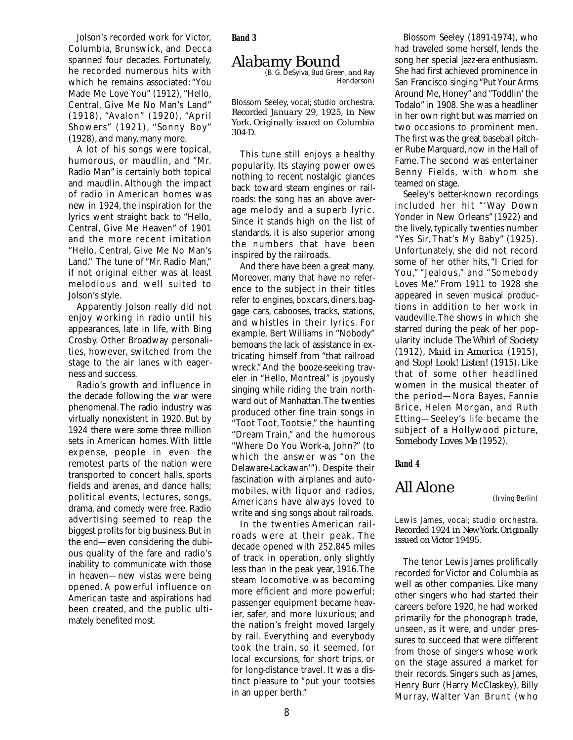Jolson's recorded work for Victor, Columbia, Brunswick, and Decca spanned four decades. Fortunately, he recorded numerous hits with which he remains associated: "You Made Me Love You" (1912), "Hello, Central, Give Me No Man's Land" (1918), "Avalon" (1920), "April Showers" (1921), "Sonny Boy" (1928), and many, many more.

A lot of his songs were topical, humorous, or maudlin, and "Mr. Radio Man" is certainly both topical and maudlin. Although the impact of radio in American homes was new in 1924, the inspiration for the lyrics went straight back to "Hello, Central, Give Me Heaven" of 1901 and the more recent imitation "Hello, Central, Give Me No Man's Land." The tune of "Mr. Radio Man," if not original either was at least melodious and well suited to Jolson's style.

Apparently Jolson really did not enjoy working in radio until his appearances, late in life, with Bing Crosby. Other Broadway personalities, however, switched from the stage to the air lanes with eagerness and success.

Radio's growth and influence in the decade following the war were phenomenal. The radio industry was virtually nonexistent in 1920. But by 1924 there were some three million sets in American homes. With little expense, people in even the remotest parts of the nation were transported to concert halls, sports fields and arenas, and dance halls; political events, lectures, songs, drama, and comedy were free. Radio advertising seemed to reap the biggest profits for big business. But in the end—even considering the dubious quality of the fare and radio's inability to communicate with those in heaven—new vistas were being opened. A powerful influence on American taste and aspirations had been created, and the public ultimately benefited most.

**Band 3**

# Alabamy Bound

(B. G. DeSylva, Bud Green, and Ray Henderson)

Blossom Seeley, vocal; studio orchestra. *Recorded January 29, 1925, in New York. Originally issued on Columbia 304-D.*

This tune still enjoys a healthy popularity. Its staying power owes nothing to recent nostalgic glances back toward steam engines or railroads: the song has an above average melody and a superb lyric. Since it stands high on the list of standards, it is also superior among the numbers that have been inspired by the railroads.

And there have been a great many. Moreover, many that have no reference to the subject in their titles refer to engines, boxcars, diners, baggage cars, cabooses, tracks, stations, and whistles in their lyrics. For example, Bert Williams in "Nobody" bemoans the lack of assistance in extricating himself from "that railroad wreck." And the booze-seeking traveler in "Hello, Montreal" is joyously singing while riding the train northward out of Manhattan. The twenties produced other fine train songs in "Toot Toot, Tootsie," the haunting "Dream Train," and the humorous "Where Do You Work-a, John?" (to which the answer was "on the Delaware-Lackawan'"). Despite their fascination with airplanes and automobiles, with liquor and radios, Americans have always loved to write and sing songs about railroads.

In the twenties American railroads were at their peak. The decade opened with 252,845 miles of track in operation, only slightly less than in the peak year, 1916. The steam locomotive was becoming more efficient and more powerful; passenger equipment became heavier, safer, and more luxurious; and the nation's freight moved largely by rail. Everything and everybody took the train, so it seemed, for local excursions, for short trips, or for long-distance travel. It was a distinct pleasure to "put your tootsies in an upper berth."

Blossom Seeley (1891-1974), who had traveled some herself, lends the song her special jazz-era enthusiasm. She had first achieved prominence in San Francisco singing "Put Your Arms Around Me, Honey" and "Toddlin' the Todalo" in 1908. She was a headliner in her own right but was married on two occasions to prominent men. The first was the great baseball pitcher Rube Marquard, now in the Hall of Fame. The second was entertainer Benny Fields, with whom she teamed on stage.

Seeley's better-known recordings included her hit "'Way Down Yonder in New Orleans" (1922) and the lively, typically twenties number "Yes Sir, That's My Baby" (1925). Unfortunately, she did not record some of her other hits, "I Cried for You," "Jealous," and "Somebody Loves Me." From 1911 to 1928 she appeared in seven musical productions in addition to her work in vaudeville. The shows in which she starred during the peak of her popularity include *The Whirl of Society* (1912), *Maid in America* (1915), and *Stop! Look! Listen!* (1915). Like that of some other headlined women in the musical theater of the period—Nora Bayes, Fannie Brice, Helen Morgan, and Ruth Etting—Seeley's life became the subject of a Hollywood picture, *Somebody Loves Me* (1952).

**Band 4**

# All Alone

(Irving Berlin)

Lewis James, vocal; studio orchestra. *Recorded 1924 in New York. Originally issued on Victor 19495.*

The tenor Lewis James prolifically recorded for Victor and Columbia as well as other companies. Like many other singers who had started their careers before 1920, he had worked primarily for the phonograph trade, unseen, as it were, and under pressures to succeed that were different from those of singers whose work on the stage assured a market for their records. Singers such as James, Henry Burr (Harry McClaskey), Billy Murray, Walter Van Brunt (who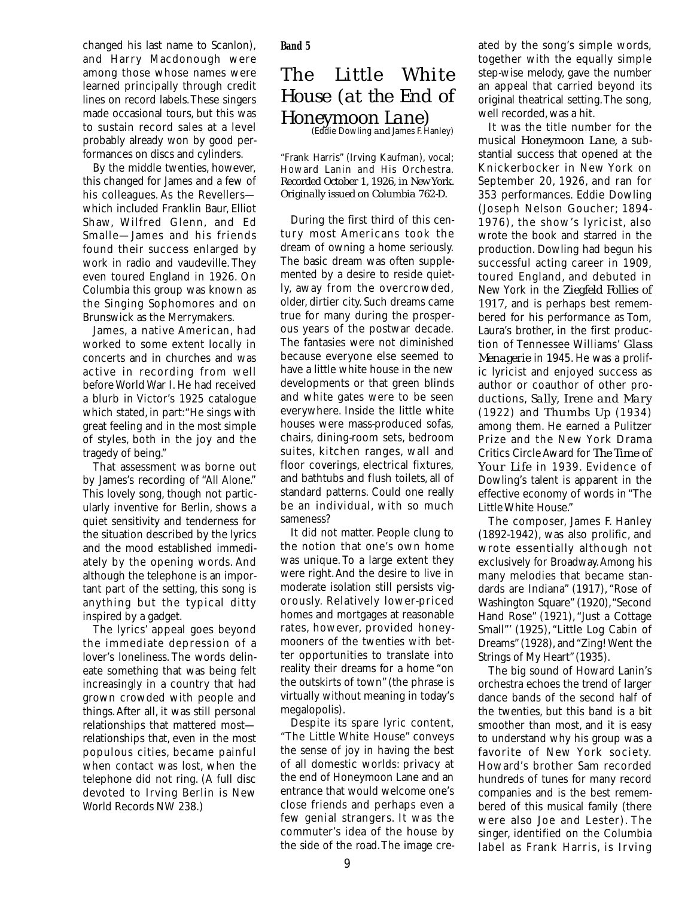changed his last name to Scanlon), and Harry Macdonough were among those whose names were learned principally through credit lines on record labels. These singers made occasional tours, but this was to sustain record sales at a level probably already won by good performances on discs and cylinders.

By the middle twenties, however, this changed for James and a few of his colleagues. As the Revellers—which included Franklin Baur, Elliot Shaw, Wilfred Glenn, and Ed Smalle—James and his friends found their success enlarged by work in radio and vaudeville. They even toured England in 1926. On Columbia this group was known as the Singing Sophomores and on Brunswick as the Merrymakers.

James, a native American, had worked to some extent locally in concerts and in churches and was active in recording from well before World War I. He had received a blurb in Victor's 1925 catalogue which stated, in part: "He sings with great feeling and in the most simple of styles, both in the joy and the tragedy of being."

That assessment was borne out by James's recording of "All Alone." This lovely song, though not particularly inventive for Berlin, shows a quiet sensitivity and tenderness for the situation described by the lyrics and the mood established immediately by the opening words. And although the telephone is an important part of the setting, this song is anything but the typical ditty inspired by a gadget.

The lyrics' appeal goes beyond the immediate depression of a lover's loneliness. The words delineate something that was being felt increasingly in a country that had grown crowded with people and things. After all, it was still personal relationships that mattered most—relationships that, even in the most populous cities, became painful when contact was lost, when the telephone did not ring. (A full disc devoted to Irving Berlin is New World Records NW 238.)

**Band 5**

# The Little White House (at the End of Honeymoon Lane)

(Eddie Dowling and James F. Hanley)

"Frank Harris" (Irving Kaufman), vocal; Howard Lanin and His Orchestra. *Recorded October 1, 1926, in New York. Originally issued on Columbia 762-D.*

During the first third of this century most Americans took the dream of owning a home seriously. The basic dream was often supplemented by a desire to reside quietly, away from the overcrowded, older, dirtier city. Such dreams came true for many during the prosperous years of the postwar decade. The fantasies were not diminished because everyone else seemed to have a little white house in the new developments or that green blinds and white gates were to be seen everywhere. Inside the little white houses were mass-produced sofas, chairs, dining-room sets, bedroom suites, kitchen ranges, wall and floor coverings, electrical fixtures, and bathtubs and flush toilets, all of standard patterns. Could one really be an individual, with so much sameness?

It did not matter. People clung to the notion that one's own home was unique. To a large extent they were right. And the desire to live in moderate isolation still persists vigorously. Relatively lower-priced homes and mortgages at reasonable rates, however, provided honeymooners of the twenties with better opportunities to translate into reality their dreams for a home "on the outskirts of town" (the phrase is virtually without meaning in today's megalopolis).

Despite its spare lyric content, "The Little White House" conveys the sense of joy in having the best of all domestic worlds: privacy at the end of Honeymoon Lane and an entrance that would welcome one's close friends and perhaps even a few genial strangers. It was the commuter's idea of the house by the side of the road. The image created by the song's simple words, together with the equally simple step-wise melody, gave the number an appeal that carried beyond its original theatrical setting. The song, well recorded, was a hit.

It was the title number for the musical *Honeymoon Lane*, a substantial success that opened at the Knickerbocker in New York on September 20, 1926, and ran for 353 performances. Eddie Dowling (Joseph Nelson Goucher; 1894-1976), the show's lyricist, also wrote the book and starred in the production. Dowling had begun his successful acting career in 1909, toured England, and debuted in New York in the *Ziegfeld Follies of 1917*, and is perhaps best remembered for his performance as Tom, Laura's brother, in the first production of Tennessee Williams' *Glass Menagerie* in 1945. He was a prolific lyricist and enjoyed success as author or coauthor of other productions, *Sally, Irene and Mary* (1922) and *Thumbs Up* (1934) among them. He earned a Pulitzer Prize and the New York Drama Critics Circle Award for *The Time of Your Life* in 1939. Evidence of Dowling's talent is apparent in the effective economy of words in "The Little White House."

The composer, James F. Hanley (1892-1942), was also prolific, and wrote essentially although not exclusively for Broadway. Among his many melodies that became standards are Indiana" (1917), "Rose of Washington Square" (1920), "Second Hand Rose" (1921), "Just a Cottage Small"' (1925), "Little Log Cabin of Dreams" (1928), and "Zing! Went the Strings of My Heart" (1935).

The big sound of Howard Lanin's orchestra echoes the trend of larger dance bands of the second half of the twenties, but this band is a bit smoother than most, and it is easy to understand why his group was a favorite of New York society. Howard's brother Sam recorded hundreds of tunes for many record companies and is the best remembered of this musical family (there were also Joe and Lester). The singer, identified on the Columbia label as Frank Harris, is Irving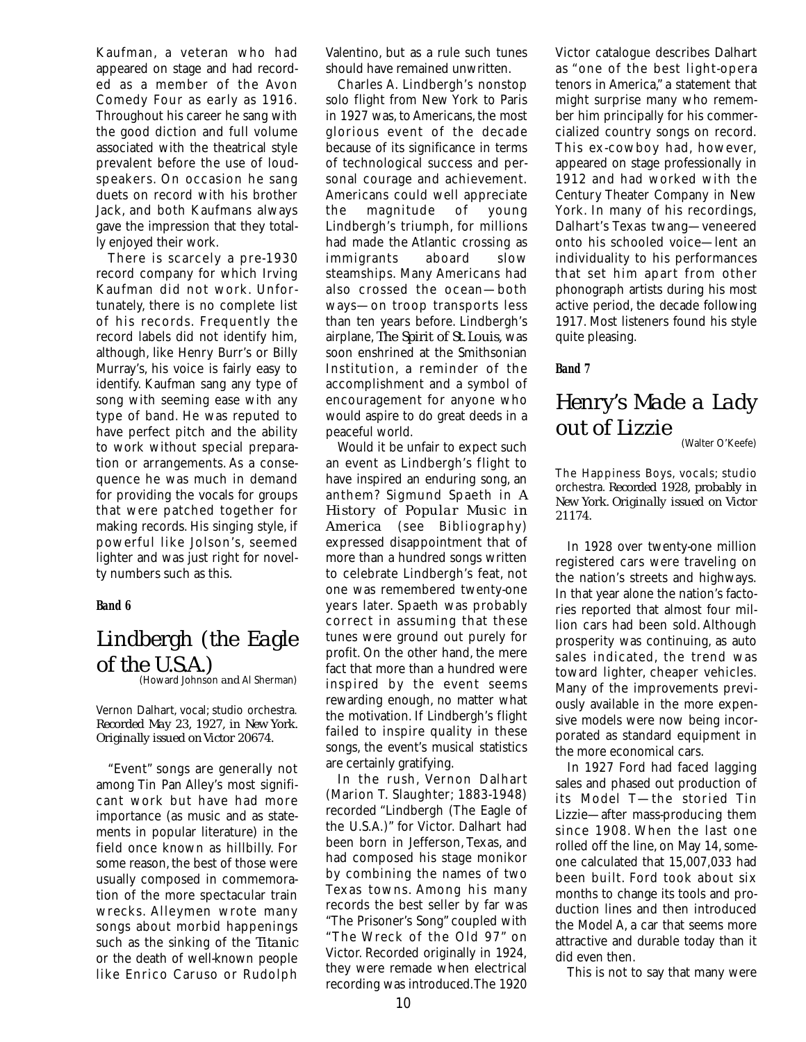Kaufman, a veteran who had appeared on stage and had recorded as a member of the Avon Comedy Four as early as 1916. Throughout his career he sang with the good diction and full volume associated with the theatrical style prevalent before the use of loudspeakers. On occasion he sang duets on record with his brother Jack, and both Kaufmans always gave the impression that they totally enjoyed their work.

There is scarcely a pre-1930 record company for which Irving Kaufman did not work. Unfortunately, there is no complete list of his records. Frequently the record labels did not identify him, although, like Henry Burr's or Billy Murray's, his voice is fairly easy to identify. Kaufman sang any type of song with seeming ease with any type of band. He was reputed to have perfect pitch and the ability to work without special preparation or arrangements. As a consequence he was much in demand for providing the vocals for groups that were patched together for making records. His singing style, if powerful like Jolson's, seemed lighter and was just right for novelty numbers such as this.

**Band 6**

## *Lindbergh (the Eagle of the U.S.A.)*

(Howard Johnson and Al Sherman)

Vernon Dalhart, vocal; studio orchestra. *Recorded May 23, 1927, in New York. Originally issued on Victor 20674.*

"Event" songs are generally not among Tin Pan Alley's most significant work but have had more importance (as music and as statements in popular literature) in the field once known as hillbilly. For some reason, the best of those were usually composed in commemoration of the more spectacular train wrecks. Alleymen wrote many songs about morbid happenings such as the sinking of the *Titanic* or the death of well-known people like Enrico Caruso or Rudolph Valentino, but as a rule such tunes should have remained unwritten.

Charles A. Lindbergh's nonstop solo flight from New York to Paris in 1927 was, to Americans, the most glorious event of the decade because of its significance in terms of technological success and personal courage and achievement. Americans could well appreciate the magnitude of young Lindbergh's triumph, for millions had made the Atlantic crossing as immigrants aboard slow steamships. Many Americans had also crossed the ocean—both ways—on troop transports less than ten years before. Lindbergh's airplane, *The Spirit of St. Louis*, was soon enshrined at the Smithsonian Institution, a reminder of the accomplishment and a symbol of encouragement for anyone who would aspire to do great deeds in a peaceful world.

Would it be unfair to expect such an event as Lindbergh's flight to have inspired an enduring song, an anthem? Sigmund Spaeth in *A History of Popular Music in America* (see Bibliography) expressed disappointment that of more than a hundred songs written to celebrate Lindbergh's feat, not one was remembered twenty-one years later. Spaeth was probably correct in assuming that these tunes were ground out purely for profit. On the other hand, the mere fact that more than a hundred were inspired by the event seems rewarding enough, no matter what the motivation. If Lindbergh's flight failed to inspire quality in these songs, the event's musical statistics are certainly gratifying.

In the rush, Vernon Dalhart (Marion T. Slaughter; 1883-1948) recorded "Lindbergh (The Eagle of the U.S.A.)" for Victor. Dalhart had been born in Jefferson, Texas, and had composed his stage monikor by combining the names of two Texas towns. Among his many records the best seller by far was "The Prisoner's Song" coupled with "The Wreck of the Old 97" on Victor. Recorded originally in 1924, they were remade when electrical recording was introduced. The 1920 Victor catalogue describes Dalhart as "one of the best light-opera tenors in America," a statement that might surprise many who remember him principally for his commercialized country songs on record. This ex-cowboy had, however, appeared on stage professionally in 1912 and had worked with the Century Theater Company in New York. In many of his recordings, Dalhart's Texas twang—veneered onto his schooled voice—lent an individuality to his performances that set him apart from other phonograph artists during his most active period, the decade following 1917. Most listeners found his style quite pleasing.

**Band 7**

## *Henry's Made a Lady out of Lizzie*

(Walter O'Keefe)

The Happiness Boys, vocals; studio orchestra. *Recorded 1928, probably in New York. Originally issued on Victor 21174.*

In 1928 over twenty-one million registered cars were traveling on the nation's streets and highways. In that year alone the nation's factories reported that almost four million cars had been sold. Although prosperity was continuing, as auto sales indicated, the trend was toward lighter, cheaper vehicles. Many of the improvements previously available in the more expensive models were now being incorporated as standard equipment in the more economical cars.

In 1927 Ford had faced lagging sales and phased out production of its Model T—the storied Tin Lizzie—after mass-producing them since 1908. When the last one rolled off the line, on May 14, someone calculated that 15,007,033 had been built. Ford took about six months to change its tools and production lines and then introduced the Model A, a car that seems more attractive and durable today than it did even then.

This is not to say that many were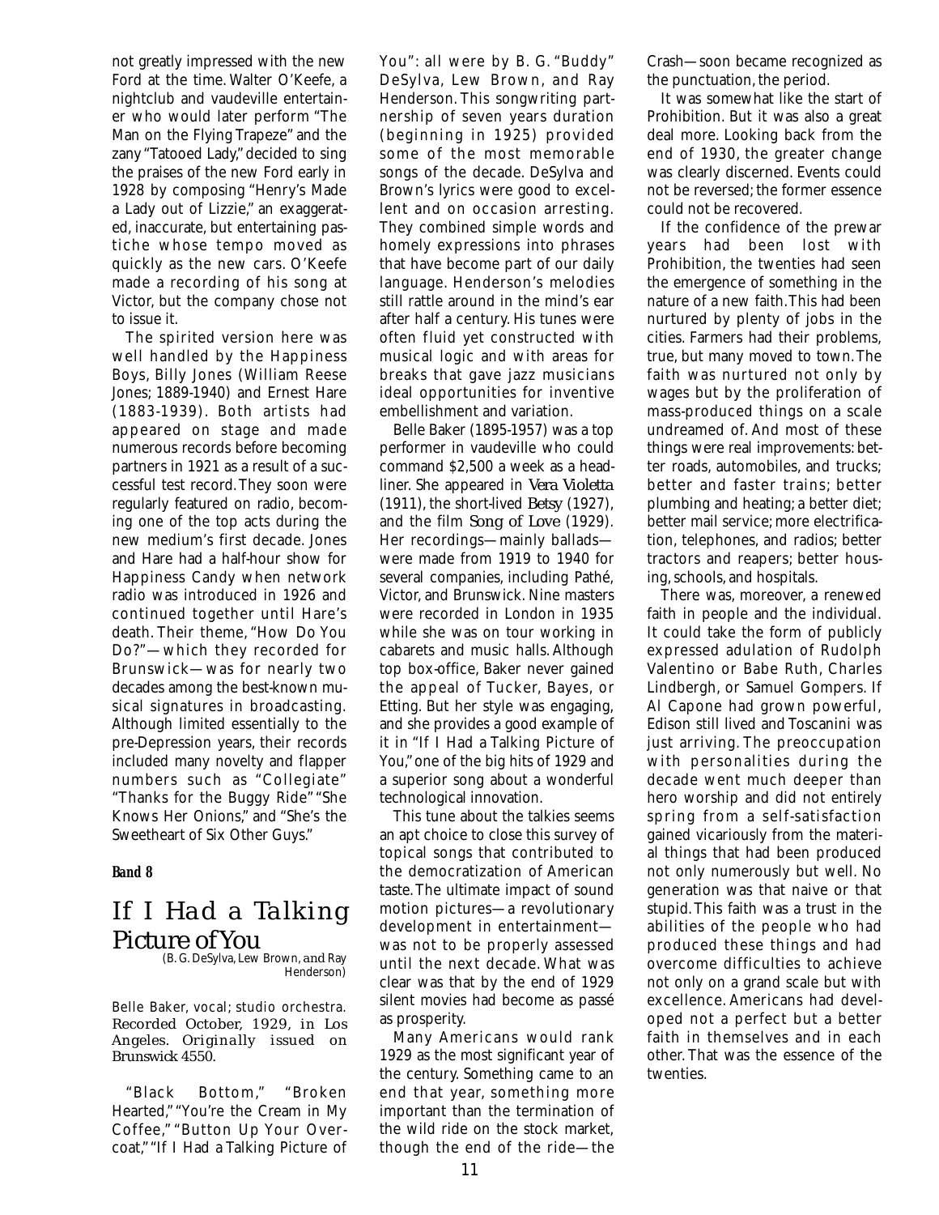not greatly impressed with the new Ford at the time. Walter O'Keefe, a nightclub and vaudeville entertainer who would later perform "The Man on the Flying Trapeze" and the zany "Tatooed Lady," decided to sing the praises of the new Ford early in 1928 by composing "Henry's Made a Lady out of Lizzie," an exaggerated, inaccurate, but entertaining pastiche whose tempo moved as quickly as the new cars. O'Keefe made a recording of his song at Victor, but the company chose not to issue it.

The spirited version here was well handled by the Happiness Boys, Billy Jones (William Reese Jones; 1889-1940) and Ernest Hare (1883-1939). Both artists had appeared on stage and made numerous records before becoming partners in 1921 as a result of a successful test record. They soon were regularly featured on radio, becoming one of the top acts during the new medium's first decade. Jones and Hare had a half-hour show for Happiness Candy when network radio was introduced in 1926 and continued together until Hare's death. Their theme, "How Do You Do?"—which they recorded for Brunswick—was for nearly two decades among the best-known musical signatures in broadcasting. Although limited essentially to the pre-Depression years, their records included many novelty and flapper numbers such as "Collegiate" "Thanks for the Buggy Ride" "She Knows Her Onions," and "She's the Sweetheart of Six Other Guys."

**Band 8**

## If I Had a Talking Picture of You

(B. G. DeSylva, Lew Brown, and Ray Henderson)

Belle Baker, vocal; studio orchestra. Recorded October, 1929, in Los Angeles. Originally issued on Brunswick 4550.

"Black Bottom," "Broken Hearted," "You're the Cream in My Coffee," "Button Up Your Overcoat," "If I Had a Talking Picture of You": all were by B. G. "Buddy" DeSylva, Lew Brown, and Ray Henderson. This songwriting partnership of seven years duration (beginning in 1925) provided some of the most memorable songs of the decade. DeSylva and Brown's lyrics were good to excellent and on occasion arresting. They combined simple words and homely expressions into phrases that have become part of our daily language. Henderson's melodies still rattle around in the mind's ear after half a century. His tunes were often fluid yet constructed with musical logic and with areas for breaks that gave jazz musicians ideal opportunities for inventive embellishment and variation.

Belle Baker (1895-1957) was a top performer in vaudeville who could command $2,500 a week as a headliner. She appeared in *Vera Violetta* (1911), the short-lived *Betsy* (1927), and the film *Song of Love* (1929). Her recordings—mainly ballads—were made from 1919 to 1940 for several companies, including Pathé, Victor, and Brunswick. Nine masters were recorded in London in 1935 while she was on tour working in cabarets and music halls. Although top box-office, Baker never gained the appeal of Tucker, Bayes, or Etting. But her style was engaging, and she provides a good example of it in "If I Had a Talking Picture of You," one of the big hits of 1929 and a superior song about a wonderful technological innovation.

This tune about the talkies seems an apt choice to close this survey of topical songs that contributed to the democratization of American taste. The ultimate impact of sound motion pictures—a revolutionary development in entertainment—was not to be properly assessed until the next decade. What was clear was that by the end of 1929 silent movies had become as passé as prosperity.

Many Americans would rank 1929 as the most significant year of the century. Something came to an end that year, something more important than the termination of the wild ride on the stock market, though the end of the ride—the Crash—soon became recognized as the punctuation, the period.

It was somewhat like the start of Prohibition. But it was also a great deal more. Looking back from the end of 1930, the greater change was clearly discerned. Events could not be reversed; the former essence could not be recovered.

If the confidence of the prewar years had been lost with Prohibition, the twenties had seen the emergence of something in the nature of a new faith. This had been nurtured by plenty of jobs in the cities. Farmers had their problems, true, but many moved to town. The faith was nurtured not only by wages but by the proliferation of mass-produced things on a scale undreamed of. And most of these things were real improvements: better roads, automobiles, and trucks; better and faster trains; better plumbing and heating; a better diet; better mail service; more electrification, telephones, and radios; better tractors and reapers; better housing, schools, and hospitals.

There was, moreover, a renewed faith in people and the individual. It could take the form of publicly expressed adulation of Rudolph Valentino or Babe Ruth, Charles Lindbergh, or Samuel Gompers. If Al Capone had grown powerful, Edison still lived and Toscanini was just arriving. The preoccupation with personalities during the decade went much deeper than hero worship and did not entirely spring from a self-satisfaction gained vicariously from the material things that had been produced not only numerously but well. No generation was that naive or that stupid. This faith was a trust in the abilities of the people who had produced these things and had overcome difficulties to achieve not only on a grand scale but with excellence. Americans had developed not a perfect but a better faith in themselves and in each other. That was the essence of the twenties.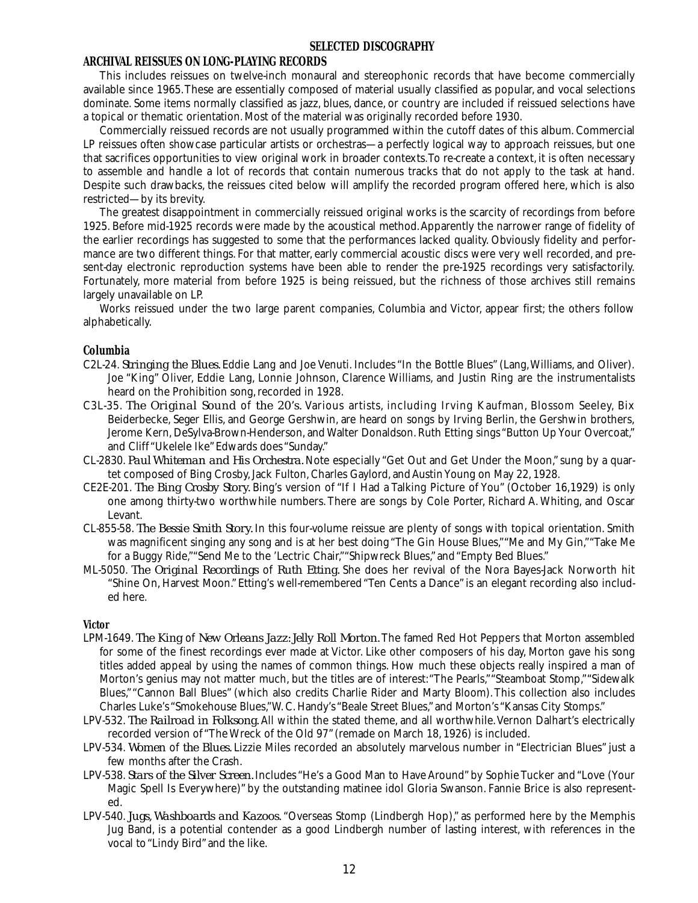# SELECTED DISCOGRAPHY

## ARCHIVAL REISSUES ON LONG-PLAYING RECORDS

This includes reissues on twelve-inch monaural and stereophonic records that have become commercially available since 1965. These are essentially composed of material usually classified as popular, and vocal selections dominate. Some items normally classified as jazz, blues, dance, or country are included if reissued selections have a topical or thematic orientation. Most of the material was originally recorded before 1930.

Commercially reissued records are not usually programmed within the cutoff dates of this album. Commercial LP reissues often showcase particular artists or orchestras—a perfectly logical way to approach reissues, but one that sacrifices opportunities to view original work in broader contexts. To re-create a context, it is often necessary to assemble and handle a lot of records that contain numerous tracks that do not apply to the task at hand. Despite such drawbacks, the reissues cited below will amplify the recorded program offered here, which is also restricted—by its brevity.

The greatest disappointment in commercially reissued original works is the scarcity of recordings from before 1925. Before mid-1925 records were made by the acoustical method. Apparently the narrower range of fidelity of the earlier recordings has suggested to some that the performances lacked quality. Obviously fidelity and performance are two different things. For that matter, early commercial acoustic discs were very well recorded, and present-day electronic reproduction systems have been able to render the pre-1925 recordings very satisfactorily. Fortunately, more material from before 1925 is being reissued, but the richness of those archives still remains largely unavailable on LP.

Works reissued under the two large parent companies, Columbia and Victor, appear first; the others follow alphabetically.

### Columbia

C2L-24. *Stringing the Blues.* Eddie Lang and Joe Venuti. Includes "In the Bottle Blues" (Lang, Williams, and Oliver). Joe "King" Oliver, Eddie Lang, Lonnie Johnson, Clarence Williams, and Justin Ring are the instrumentalists heard on the Prohibition song, recorded in 1928.

C3L-35. *The Original Sound of the 20's.* Various artists, including Irving Kaufman, Blossom Seeley, Bix Beiderbecke, Seger Ellis, and George Gershwin, are heard on songs by Irving Berlin, the Gershwin brothers, Jerome Kern, DeSylva-Brown-Henderson, and Walter Donaldson. Ruth Etting sings "Button Up Your Overcoat," and Cliff "Ukelele Ike" Edwards does "Sunday."

CL-2830. *Paul Whiteman and His Orchestra.* Note especially "Get Out and Get Under the Moon," sung by a quartet composed of Bing Crosby, Jack Fulton, Charles Gaylord, and Austin Young on May 22, 1928.

CE2E-201. *The Bing Crosby Story.* Bing's version of "If I Had a Talking Picture of You" (October 16,1929) is only one among thirty-two worthwhile numbers. There are songs by Cole Porter, Richard A. Whiting, and Oscar Levant.

CL-855-58. *The Bessie Smith Story.* In this four-volume reissue are plenty of songs with topical orientation. Smith was magnificent singing any song and is at her best doing "The Gin House Blues," "Me and My Gin," "Take Me for a Buggy Ride," "Send Me to the 'Lectric Chair," "Shipwreck Blues," and "Empty Bed Blues."

ML-5050. *The Original Recordings of Ruth Etting.* She does her revival of the Nora Bayes-Jack Norworth hit "Shine On, Harvest Moon." Etting's well-remembered "Ten Cents a Dance" is an elegant recording also included here.

### Victor

LPM-1649. *The King of New Orleans Jazz: Jelly Roll Morton.* The famed Red Hot Peppers that Morton assembled for some of the finest recordings ever made at Victor. Like other composers of his day, Morton gave his song titles added appeal by using the names of common things. How much these objects really inspired a man of Morton's genius may not matter much, but the titles are of interest: "The Pearls," "Steamboat Stomp," "Sidewalk Blues," "Cannon Ball Blues" (which also credits Charlie Rider and Marty Bloom). This collection also includes Charles Luke's "Smokehouse Blues," W. C. Handy's "Beale Street Blues," and Morton's "Kansas City Stomps."

LPV-532. *The Railroad in Folksong.* All within the stated theme, and all worthwhile. Vernon Dalhart's electrically recorded version of "The Wreck of the Old 97" (remade on March 18, 1926) is included.

LPV-534. *Women of the Blues.* Lizzie Miles recorded an absolutely marvelous number in "Electrician Blues" just a few months after the Crash.

LPV-538. *Stars of the Silver Screen.* Includes "He's a Good Man to Have Around" by Sophie Tucker and "Love (Your Magic Spell Is Everywhere)" by the outstanding matinee idol Gloria Swanson. Fannie Brice is also represented.

LPV-540. *Jugs, Washboards and Kazoos.* "Overseas Stomp (Lindbergh Hop)," as performed here by the Memphis Jug Band, is a potential contender as a good Lindbergh number of lasting interest, with references in the vocal to "Lindy Bird" and the like.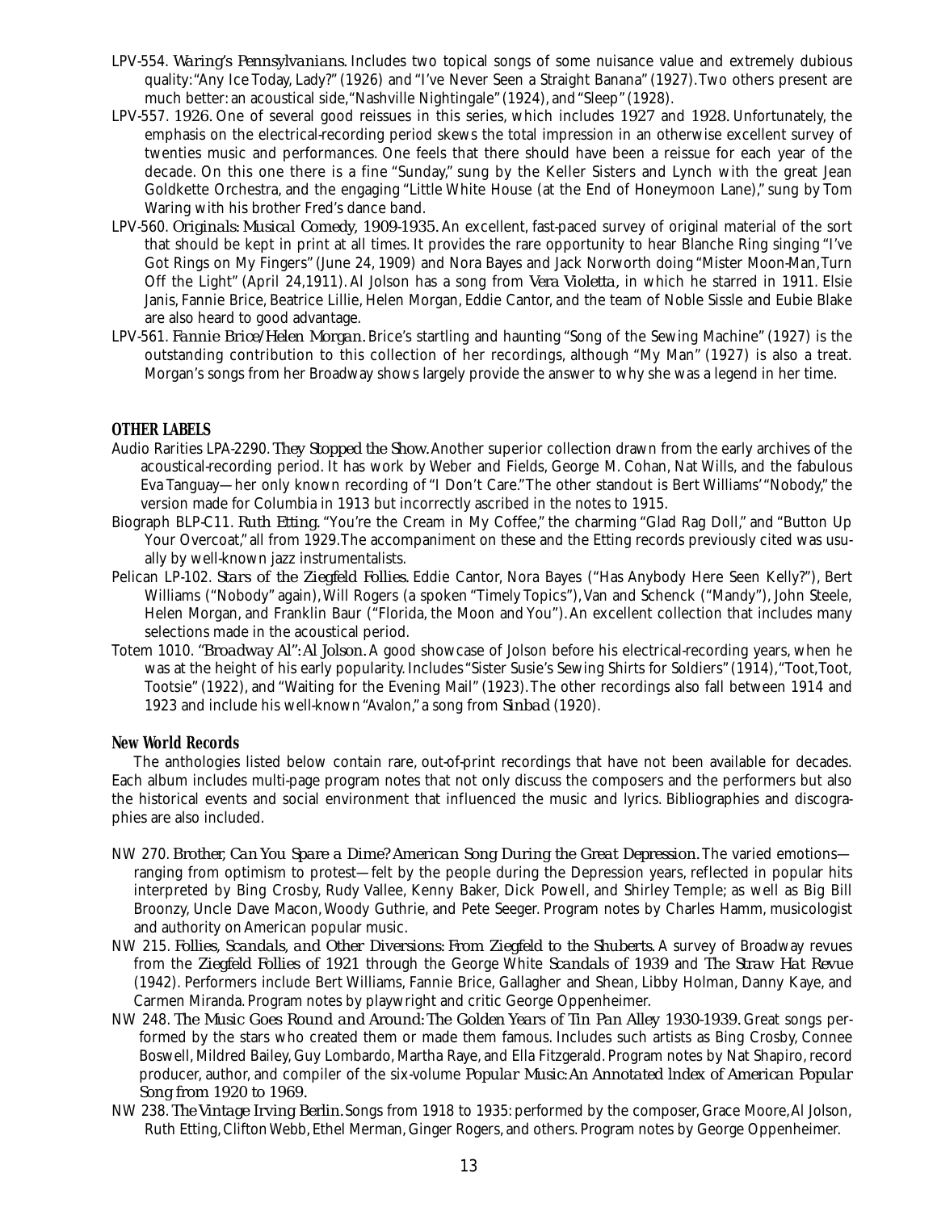LPV-554. *Waring's Pennsylvanians.* Includes two topical songs of some nuisance value and extremely dubious quality: "Any Ice Today, Lady?" (1926) and "I've Never Seen a Straight Banana" (1927). Two others present are much better: an acoustical side, "Nashville Nightingale" (1924), and "Sleep" (1928).

LPV-557. *1926.* One of several good reissues in this series, which includes *1927* and *1928.* Unfortunately, the emphasis on the electrical-recording period skews the total impression in an otherwise excellent survey of twenties music and performances. One feels that there should have been a reissue for each year of the decade. On this one there is a fine "Sunday," sung by the Keller Sisters and Lynch with the great Jean Goldkette Orchestra, and the engaging "Little White House (at the End of Honeymoon Lane)," sung by Tom Waring with his brother Fred's dance band.

LPV-560. *Originals: Musical Comedy, 1909-1935.* An excellent, fast-paced survey of original material of the sort that should be kept in print at all times. It provides the rare opportunity to hear Blanche Ring singing "I've Got Rings on My Fingers" (June 24, 1909) and Nora Bayes and Jack Norworth doing "Mister Moon-Man, Turn Off the Light" (April 24,1911). Al Jolson has a song from *Vera Violetta,* in which he starred in 1911. Elsie Janis, Fannie Brice, Beatrice Lillie, Helen Morgan, Eddie Cantor, and the team of Noble Sissle and Eubie Blake are also heard to good advantage.

LPV-561. *Fannie Brice/Helen Morgan.* Brice's startling and haunting "Song of the Sewing Machine" (1927) is the outstanding contribution to this collection of her recordings, although "My Man" (1927) is also a treat. Morgan's songs from her Broadway shows largely provide the answer to why she was a legend in her time.

### OTHER LABELS

Audio Rarities LPA-2290. *They Stopped the Show.* Another superior collection drawn from the early archives of the acoustical-recording period. It has work by Weber and Fields, George M. Cohan, Nat Wills, and the fabulous Eva Tanguay—her only known recording of "I Don't Care." The other standout is Bert Williams' "Nobody," the version made for Columbia in 1913 but incorrectly ascribed in the notes to 1915.

Biograph BLP-C11. *Ruth Etting.* "You're the Cream in My Coffee," the charming "Glad Rag Doll," and "Button Up Your Overcoat," all from 1929. The accompaniment on these and the Etting records previously cited was usually by well-known jazz instrumentalists.

Pelican LP-102. *Stars of the Ziegfeld Follies.* Eddie Cantor, Nora Bayes ("Has Anybody Here Seen Kelly?"), Bert Williams ("Nobody" again), Will Rogers (a spoken "Timely Topics"), Van and Schenck ("Mandy"), John Steele, Helen Morgan, and Franklin Baur ("Florida, the Moon and You"). An excellent collection that includes many selections made in the acoustical period.

Totem 1010. *"Broadway Al": Al Jolson.* A good showcase of Jolson before his electrical-recording years, when he was at the height of his early popularity. Includes "Sister Susie's Sewing Shirts for Soldiers" (1914), "Toot, Toot, Tootsie" (1922), and "Waiting for the Evening Mail" (1923). The other recordings also fall between 1914 and 1923 and include his well-known "Avalon," a song from *Sinbad* (1920).

### New World Records

The anthologies listed below contain rare, out-of-print recordings that have not been available for decades. Each album includes multi-page program notes that not only discuss the composers and the performers but also the historical events and social environment that influenced the music and lyrics. Bibliographies and discographies are also included.

NW 270. *Brother, Can You Spare a Dime? American Song During the Great Depression.* The varied emotions—ranging from optimism to protest—felt by the people during the Depression years, reflected in popular hits interpreted by Bing Crosby, Rudy Vallee, Kenny Baker, Dick Powell, and Shirley Temple; as well as Big Bill Broonzy, Uncle Dave Macon, Woody Guthrie, and Pete Seeger. Program notes by Charles Hamm, musicologist and authority on American popular music.

NW 215. *Follies, Scandals, and Other Diversions: From Ziegfeld to the Shuberts.* A survey of Broadway revues from the *Ziegfeld Follies of 1921* through the George White *Scandals of 1939* and *The Straw Hat Revue* (1942). Performers include Bert Williams, Fannie Brice, Gallagher and Shean, Libby Holman, Danny Kaye, and Carmen Miranda. Program notes by playwright and critic George Oppenheimer.

NW 248. *The Music Goes Round and Around: The Golden Years of Tin Pan Alley 1930-1939.* Great songs performed by the stars who created them or made them famous. Includes such artists as Bing Crosby, Connee Boswell, Mildred Bailey, Guy Lombardo, Martha Raye, and Ella Fitzgerald. Program notes by Nat Shapiro, record producer, author, and compiler of the six-volume *Popular Music: An Annotated Index of American Popular Song from 1920 to 1969.*

NW 238. *The Vintage Irving Berlin.* Songs from 1918 to 1935: performed by the composer, Grace Moore, Al Jolson, Ruth Etting, Clifton Webb, Ethel Merman, Ginger Rogers, and others. Program notes by George Oppenheimer.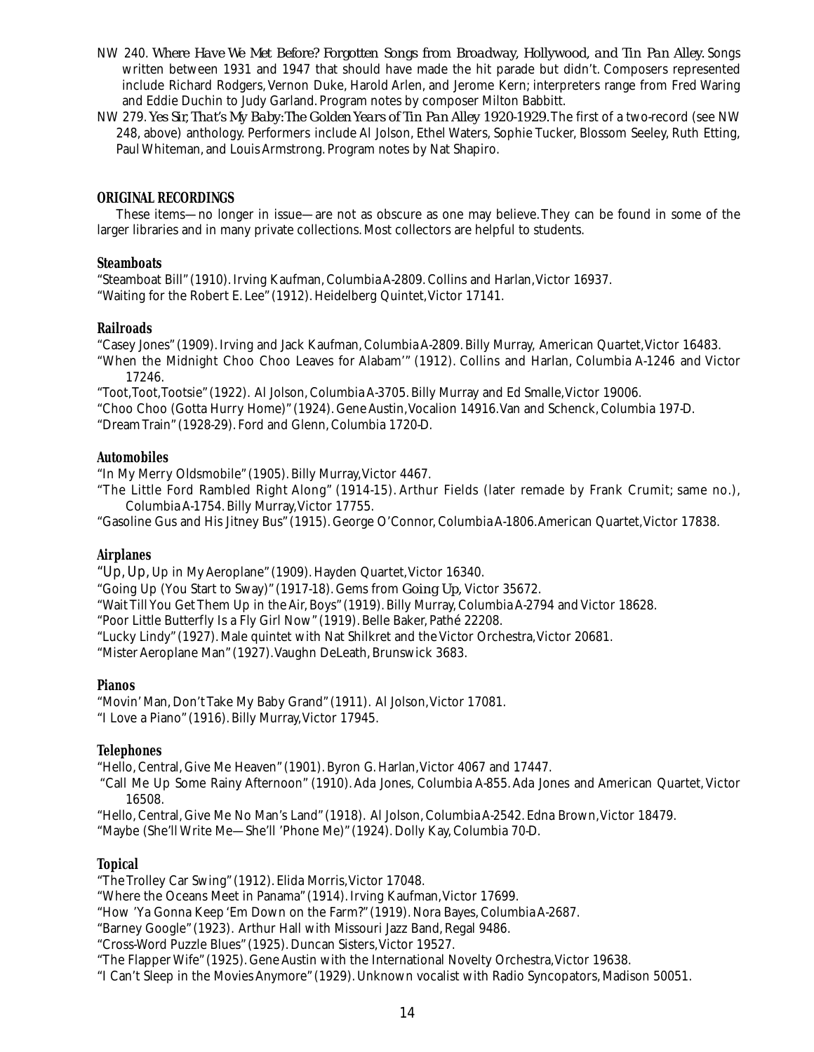NW 240. *Where Have We Met Before? Forgotten Songs from Broadway, Hollywood, and Tin Pan Alley.* Songs written between 1931 and 1947 that should have made the hit parade but didn't. Composers represented include Richard Rodgers, Vernon Duke, Harold Arlen, and Jerome Kern; interpreters range from Fred Waring and Eddie Duchin to Judy Garland. Program notes by composer Milton Babbitt.

NW 279. *Yes Sir, That's My Baby: The Golden Years of Tin Pan Alley 1920-1929.* The first of a two-record (see NW 248, above) anthology. Performers include Al Jolson, Ethel Waters, Sophie Tucker, Blossom Seeley, Ruth Etting, Paul Whiteman, and Louis Armstrong. Program notes by Nat Shapiro.

## ORIGINAL RECORDINGS

These items—no longer in issue—are not as obscure as one may believe. They can be found in some of the larger libraries and in many private collections. Most collectors are helpful to students.

### Steamboats

"Steamboat Bill" (1910). Irving Kaufman, Columbia A-2809. Collins and Harlan, Victor 16937.
"Waiting for the Robert E. Lee" (1912). Heidelberg Quintet, Victor 17141.

### Railroads

"Casey Jones" (1909). Irving and Jack Kaufman, Columbia A-2809. Billy Murray, American Quartet, Victor 16483.
"When the Midnight Choo Choo Leaves for Alabam'" (1912). Collins and Harlan, Columbia A-1246 and Victor 17246.
"Toot, Toot, Tootsie" (1922). Al Jolson, Columbia A-3705. Billy Murray and Ed Smalle, Victor 19006.
"Choo Choo (Gotta Hurry Home)" (1924). Gene Austin, Vocalion 14916. Van and Schenck, Columbia 197-D.
"Dream Train" (1928-29). Ford and Glenn, Columbia 1720-D.

### Automobiles

"In My Merry Oldsmobile" (1905). Billy Murray, Victor 4467.
"The Little Ford Rambled Right Along" (1914-15). Arthur Fields (later remade by Frank Crumit; same no.), Columbia A-1754. Billy Murray, Victor 17755.
"Gasoline Gus and His Jitney Bus" (1915). George O'Connor, Columbia A-1806. American Quartet, Victor 17838.

### Airplanes

"Up, Up, Up in My Aeroplane" (1909). Hayden Quartet, Victor 16340.
"Going Up (You Start to Sway)" (1917-18). Gems from *Going Up,* Victor 35672.
"Wait Till You Get Them Up in the Air, Boys" (1919). Billy Murray, Columbia A-2794 and Victor 18628.
"Poor Little Butterfly Is a Fly Girl Now" (1919). Belle Baker, Pathé 22208.
"Lucky Lindy" (1927). Male quintet with Nat Shilkret and the Victor Orchestra, Victor 20681.
"Mister Aeroplane Man" (1927). Vaughn DeLeath, Brunswick 3683.

### Pianos

"Movin' Man, Don't Take My Baby Grand" (1911). Al Jolson, Victor 17081.
"I Love a Piano" (1916). Billy Murray, Victor 17945.

### Telephones

"Hello, Central, Give Me Heaven" (1901). Byron G. Harlan, Victor 4067 and 17447.
"Call Me Up Some Rainy Afternoon" (1910). Ada Jones, Columbia A-855. Ada Jones and American Quartet, Victor 16508.
"Hello, Central, Give Me No Man's Land" (1918). Al Jolson, Columbia A-2542. Edna Brown, Victor 18479.
"Maybe (She'll Write Me—She'll 'Phone Me)" (1924). Dolly Kay, Columbia 70-D.

### Topical

"The Trolley Car Swing" (1912). Elida Morris, Victor 17048.
"Where the Oceans Meet in Panama" (1914). Irving Kaufman, Victor 17699.
"How 'Ya Gonna Keep 'Em Down on the Farm?" (1919). Nora Bayes, Columbia A-2687.
"Barney Google" (1923). Arthur Hall with Missouri Jazz Band, Regal 9486.
"Cross-Word Puzzle Blues" (1925). Duncan Sisters, Victor 19527.
"The Flapper Wife" (1925). Gene Austin with the International Novelty Orchestra, Victor 19638.
"I Can't Sleep in the Movies Anymore" (1929). Unknown vocalist with Radio Syncopators, Madison 50051.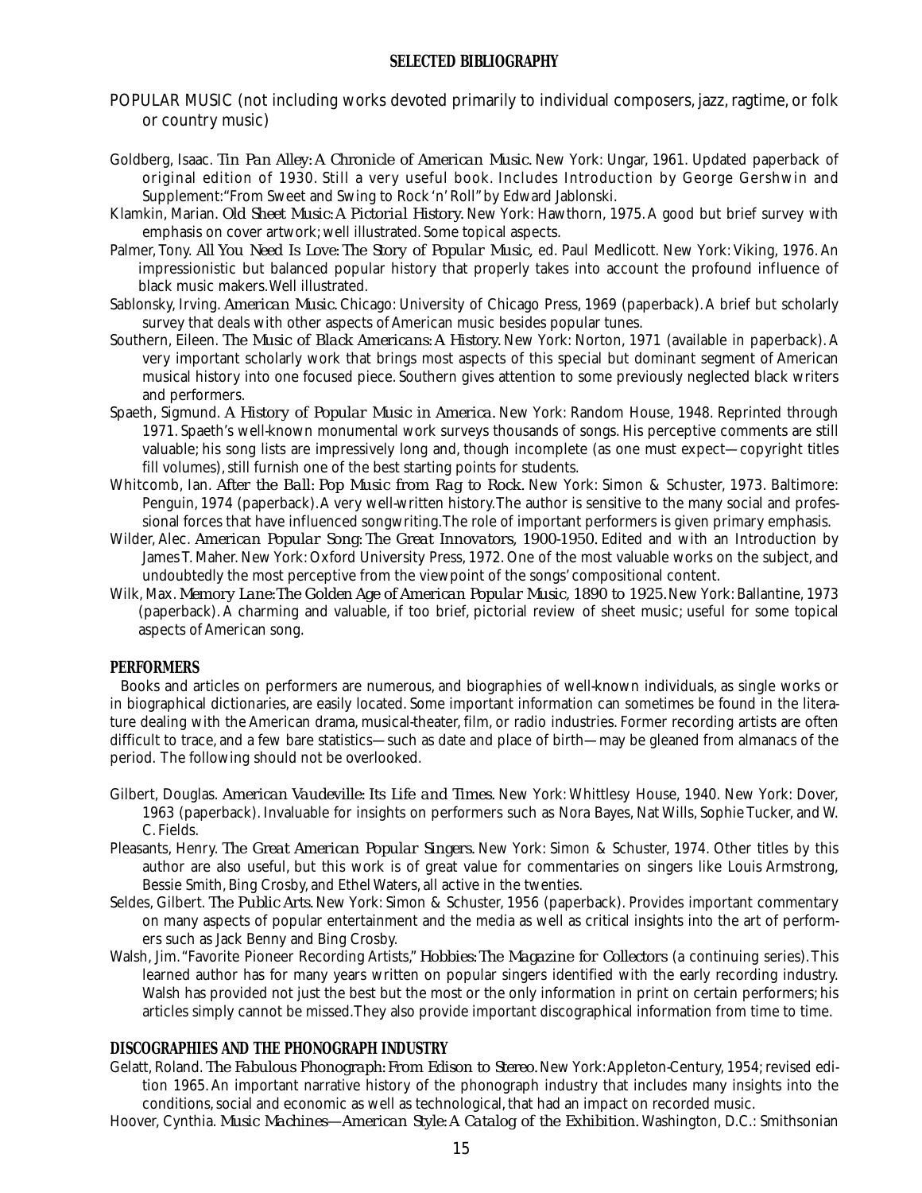## SELECTED BIBLIOGRAPHY

POPULAR MUSIC (not including works devoted primarily to individual composers, jazz, ragtime, or folk or country music)

Goldberg, Isaac. *Tin Pan Alley: A Chronicle of American Music.* New York: Ungar, 1961. Updated paperback of original edition of 1930. Still a very useful book. Includes Introduction by George Gershwin and Supplement: "From Sweet and Swing to Rock 'n' Roll" by Edward Jablonski.

Klamkin, Marian. *Old Sheet Music: A Pictorial History.* New York: Hawthorn, 1975. A good but brief survey with emphasis on cover artwork; well illustrated. Some topical aspects.

Palmer, Tony. *All You Need Is Love: The Story of Popular Music,* ed. Paul Medlicott. New York: Viking, 1976. An impressionistic but balanced popular history that properly takes into account the profound influence of black music makers. Well illustrated.

Sablonsky, Irving. *American Music.* Chicago: University of Chicago Press, 1969 (paperback). A brief but scholarly survey that deals with other aspects of American music besides popular tunes.

Southern, Eileen. *The Music of Black Americans: A History.* New York: Norton, 1971 (available in paperback). A very important scholarly work that brings most aspects of this special but dominant segment of American musical history into one focused piece. Southern gives attention to some previously neglected black writers and performers.

Spaeth, Sigmund. *A History of Popular Music in America.* New York: Random House, 1948. Reprinted through 1971. Spaeth's well-known monumental work surveys thousands of songs. His perceptive comments are still valuable; his song lists are impressively long and, though incomplete (as one must expect—copyright titles fill volumes), still furnish one of the best starting points for students.

Whitcomb, Ian. *After the Ball: Pop Music from Rag to Rock.* New York: Simon & Schuster, 1973. Baltimore: Penguin, 1974 (paperback). A very well-written history. The author is sensitive to the many social and professional forces that have influenced songwriting. The role of important performers is given primary emphasis.

Wilder, Alec. *American Popular Song: The Great Innovators, 1900-1950.* Edited and with an Introduction by James T. Maher. New York: Oxford University Press, 1972. One of the most valuable works on the subject, and undoubtedly the most perceptive from the viewpoint of the songs' compositional content.

Wilk, Max. *Memory Lane: The Golden Age of American Popular Music, 1890 to 1925.* New York: Ballantine, 1973 (paperback). A charming and valuable, if too brief, pictorial review of sheet music; useful for some topical aspects of American song.

### PERFORMERS

Books and articles on performers are numerous, and biographies of well-known individuals, as single works or in biographical dictionaries, are easily located. Some important information can sometimes be found in the literature dealing with the American drama, musical-theater, film, or radio industries. Former recording artists are often difficult to trace, and a few bare statistics—such as date and place of birth—may be gleaned from almanacs of the period. The following should not be overlooked.

Gilbert, Douglas. *American Vaudeville: Its Life and Times.* New York: Whittlesy House, 1940. New York: Dover, 1963 (paperback). Invaluable for insights on performers such as Nora Bayes, Nat Wills, Sophie Tucker, and W. C. Fields.

Pleasants, Henry. *The Great American Popular Singers.* New York: Simon & Schuster, 1974. Other titles by this author are also useful, but this work is of great value for commentaries on singers like Louis Armstrong, Bessie Smith, Bing Crosby, and Ethel Waters, all active in the twenties.

Seldes, Gilbert. *The Public Arts.* New York: Simon & Schuster, 1956 (paperback). Provides important commentary on many aspects of popular entertainment and the media as well as critical insights into the art of performers such as Jack Benny and Bing Crosby.

Walsh, Jim. "Favorite Pioneer Recording Artists," *Hobbies: The Magazine for Collectors* (a continuing series). This learned author has for many years written on popular singers identified with the early recording industry. Walsh has provided not just the best but the most or the only information in print on certain performers; his articles simply cannot be missed. They also provide important discographical information from time to time.

### DISCOGRAPHIES AND THE PHONOGRAPH INDUSTRY

Gelatt, Roland. *The Fabulous Phonograph: From Edison to Stereo.* New York: Appleton-Century, 1954; revised edition 1965. An important narrative history of the phonograph industry that includes many insights into the conditions, social and economic as well as technological, that had an impact on recorded music.

Hoover, Cynthia. *Music Machines—American Style: A Catalog of the Exhibition.* Washington, D.C.: Smithsonian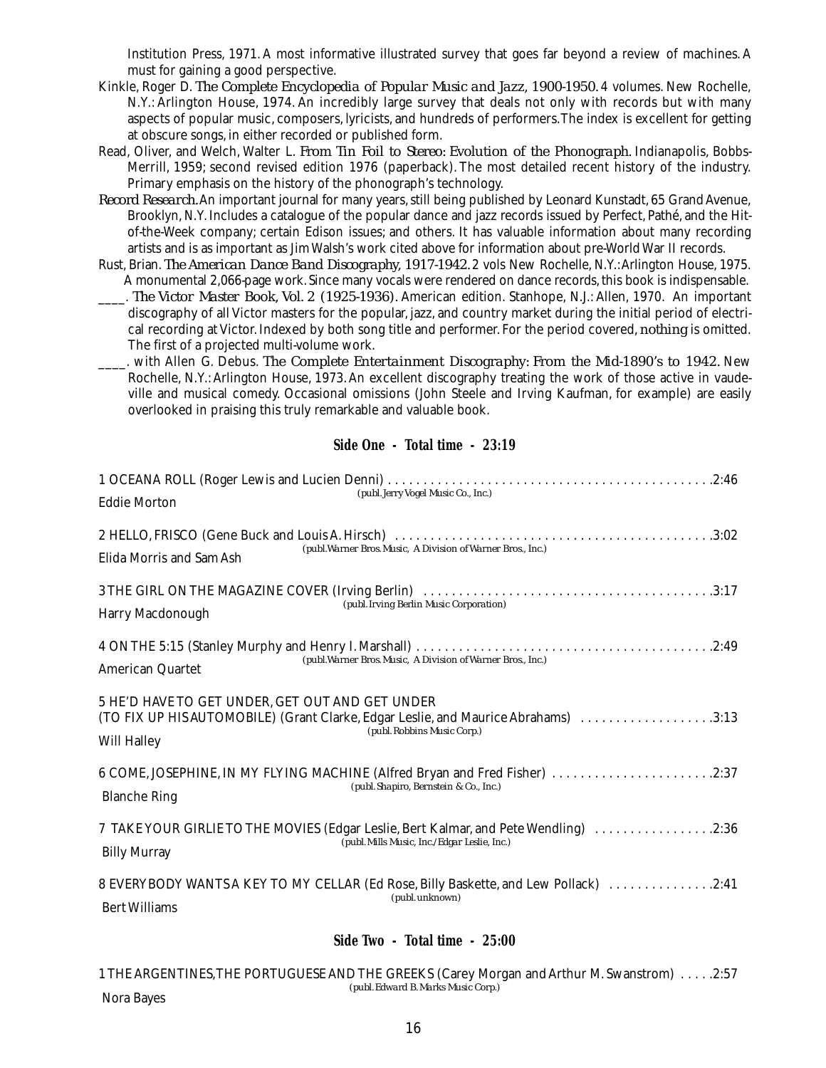Institution Press, 1971. A most informative illustrated survey that goes far beyond a review of machines. A must for gaining a good perspective.

Kinkle, Roger D. *The Complete Encyclopedia of Popular Music and Jazz, 1900-1950.* 4 volumes. New Rochelle, N.Y.: Arlington House, 1974. An incredibly large survey that deals not only with records but with many aspects of popular music, composers, lyricists, and hundreds of performers. The index is excellent for getting at obscure songs, in either recorded or published form.

Read, Oliver, and Welch, Walter L. *From Tin Foil to Stereo: Evolution of the Phonograph.* Indianapolis, Bobbs-Merrill, 1959; second revised edition 1976 (paperback). The most detailed recent history of the industry. Primary emphasis on the history of the phonograph's technology.

*Record Research.* An important journal for many years, still being published by Leonard Kunstadt, 65 Grand Avenue, Brooklyn, N.Y. Includes a catalogue of the popular dance and jazz records issued by Perfect, Pathé, and the Hit-of-the-Week company; certain Edison issues; and others. It has valuable information about many recording artists and is as important as Jim Walsh's work cited above for information about pre-World War II records.

Rust, Brian. *The American Dance Band Discography, 1917-1942.* 2 vols New Rochelle, N.Y.: Arlington House, 1975. A monumental 2,066-page work. Since many vocals were rendered on dance records, this book is indispensable.

____. *The Victor Master Book, Vol. 2 (1925-1936).* American edition. Stanhope, N.J.: Allen, 1970. An important discography of all Victor masters for the popular, jazz, and country market during the initial period of electrical recording at Victor. Indexed by both song title and performer. For the period covered, *nothing* is omitted. The first of a projected multi-volume work.

____. with Allen G. Debus. *The Complete Entertainment Discography: From the Mid-1890's to 1942.* New Rochelle, N.Y.: Arlington House, 1973. An excellent discography treating the work of those active in vaudeville and musical comedy. Occasional omissions (John Steele and Irving Kaufman, for example) are easily overlooked in praising this truly remarkable and valuable book.

### Side One - Total time - 23:19

1 OCEANA ROLL (Roger Lewis and Lucien Denni) . . . . . . . . 2:46
*(publ. Jerry Vogel Music Co., Inc.)*
Eddie Morton

2 HELLO, FRISCO (Gene Buck and Louis A. Hirsch) . . . . . . . . 3:02
*(publ. Warner Bros. Music, A Division of Warner Bros., Inc.)*
Elida Morris and Sam Ash

3 THE GIRL ON THE MAGAZINE COVER (Irving Berlin) . . . . . . . . 3:17
*(publ. Irving Berlin Music Corporation)*
Harry Macdonough

4 ON THE 5:15 (Stanley Murphy and Henry I. Marshall) . . . . . . . . 2:49
*(publ. Warner Bros. Music, A Division of Warner Bros., Inc.)*
American Quartet

5 HE'D HAVE TO GET UNDER, GET OUT AND GET UNDER
(TO FIX UP HIS AUTOMOBILE) (Grant Clarke, Edgar Leslie, and Maurice Abrahams) . . . . . . . . 3:13
*(publ. Robbins Music Corp.)*
Will Halley

6 COME, JOSEPHINE, IN MY FLYING MACHINE (Alfred Bryan and Fred Fisher) . . . . . . . . 2:37
*(publ. Shapiro, Bernstein & Co., Inc.)*
Blanche Ring

7 TAKE YOUR GIRLIE TO THE MOVIES (Edgar Leslie, Bert Kalmar, and Pete Wendling) . . . . . . . . 2:36
*(publ. Mills Music, Inc./Edgar Leslie, Inc.)*
Billy Murray

8 EVERYBODY WANTS A KEY TO MY CELLAR (Ed Rose, Billy Baskette, and Lew Pollack) . . . . . . . . 2:41
*(publ. unknown)*
Bert Williams

### Side Two - Total time - 25:00

1 THE ARGENTINES, THE PORTUGUESE AND THE GREEKS (Carey Morgan and Arthur M. Swanstrom) . . . . . 2:57
*(publ. Edward B. Marks Music Corp.)*
Nora Bayes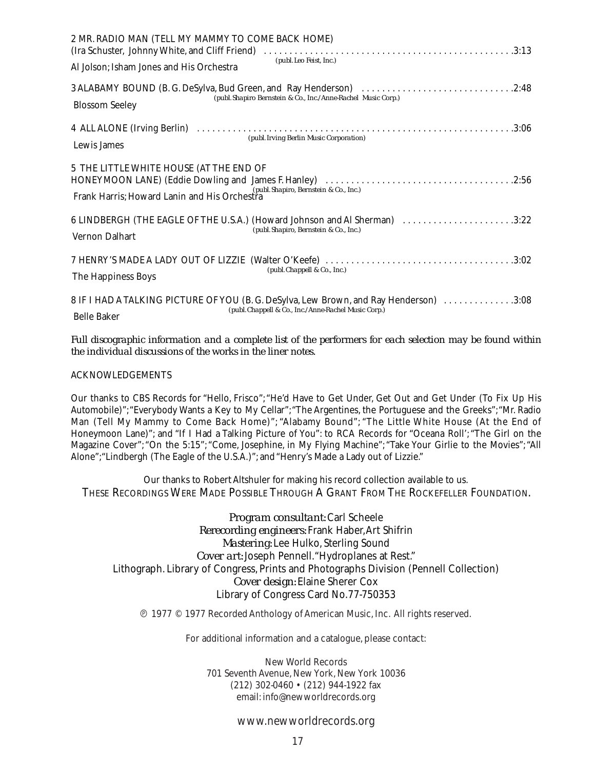2 MR. RADIO MAN (TELL MY MAMMY TO COME BACK HOME)
(Ira Schuster, Johnny White, and Cliff Friend) . . . . . . . . . . . . . . . . . . . . . . . . . . . . . . . . . . . . . . . . . . . . . . . .3:13
(publ. Leo Feist, Inc.)
Al Jolson; Isham Jones and His Orchestra

3 ALABAMY BOUND (B. G. DeSylva, Bud Green, and Ray Henderson) . . . . . . . . . . . . . . . . . . . . . . . . . . . . . .2:48
(publ. Shapiro Bernstein & Co., Inc./Anne-Rachel Music Corp.)
Blossom Seeley

4 ALL ALONE (Irving Berlin) . . . . . . . . . . . . . . . . . . . . . . . . . . . . . . . . . . . . . . . . . . . . . . . . . . . . . . . . . . . . .3:06
(publ. Irving Berlin Music Corporation)
Lewis James

5 THE LITTLE WHITE HOUSE (AT THE END OF
HONEYMOON LANE) (Eddie Dowling and James F. Hanley) . . . . . . . . . . . . . . . . . . . . . . . . . . . . . . . . . . . .2:56
(publ. Shapiro, Bernstein & Co., Inc.)
Frank Harris; Howard Lanin and His Orchestra

6 LINDBERGH (THE EAGLE OF THE U.S.A.) (Howard Johnson and Al Sherman) . . . . . . . . . . . . . . . . . . . . . .3:22
(publ. Shapiro, Bernstein & Co., Inc.)
Vernon Dalhart

7 HENRY'S MADE A LADY OUT OF LIZZIE (Walter O'Keefe) . . . . . . . . . . . . . . . . . . . . . . . . . . . . . . . . . . . .3:02
(publ. Chappell & Co., Inc.)
The Happiness Boys

8 IF I HAD A TALKING PICTURE OF YOU (B. G. DeSylva, Lew Brown, and Ray Henderson) . . . . . . . . . . . . . .3:08
(publ. Chappell & Co., Inc./Anne-Rachel Music Corp.)
Belle Baker

*Full discographic information and a complete list of the performers for each selection may be found within the individual discussions of the works in the liner notes.*

ACKNOWLEDGEMENTS

Our thanks to CBS Records for "Hello, Frisco"; "He'd Have to Get Under, Get Out and Get Under (To Fix Up His Automobile)"; "Everybody Wants a Key to My Cellar"; "The Argentines, the Portuguese and the Greeks"; "Mr. Radio Man (Tell My Mammy to Come Back Home)"; "Alabamy Bound"; "The Little White House (At the End of Honeymoon Lane)"; and "If I Had a Talking Picture of You": to RCA Records for "Oceana Roll'; "The Girl on the Magazine Cover"; "On the 5:15"; "Come, Josephine, in My Flying Machine"; "Take Your Girlie to the Movies"; "All Alone"; "Lindbergh (The Eagle of the U.S.A.)"; and "Henry's Made a Lady out of Lizzie."

Our thanks to Robert Altshuler for making his record collection available to us.
THESE RECORDINGS WERE MADE POSSIBLE THROUGH A GRANT FROM THE ROCKEFELLER FOUNDATION.

*Program consultant:* Carl Scheele
*Rerecording engineers:* Frank Haber, Art Shifrin
*Mastering:* Lee Hulko, Sterling Sound
*Cover art:* Joseph Pennell. "Hydroplanes at Rest."
Lithograph. Library of Congress, Prints and Photographs Division (Pennell Collection)
*Cover design:* Elaine Sherer Cox
Library of Congress Card No. 77-750353

℗ 1977 © 1977 Recorded Anthology of American Music, Inc. All rights reserved.

For additional information and a catalogue, please contact:

New World Records
701 Seventh Avenue, New York, New York 10036
(212) 302-0460 • (212) 944-1922 fax
email: info@newworldrecords.org

www.newworldrecords.org